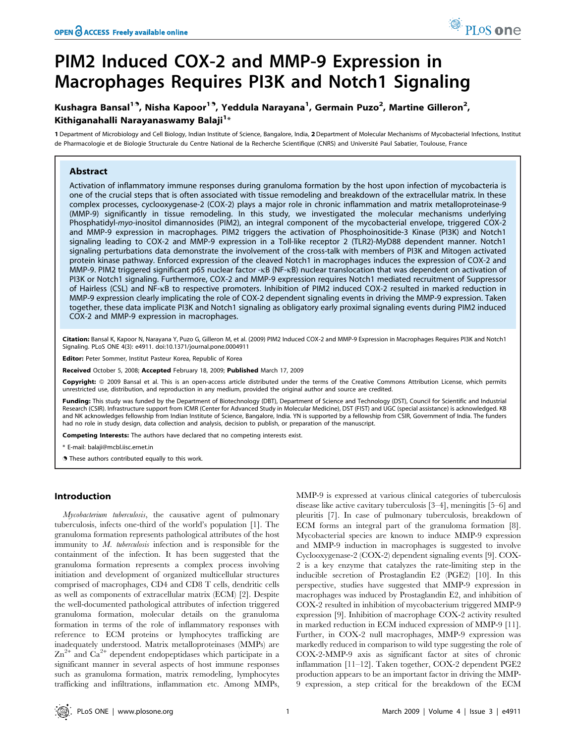# PIM2 Induced COX-2 and MMP-9 Expression in Macrophages Requires PI3K and Notch1 Signaling

**Kushagra Bansal[1,9], Nisha Kapoor[1,9], Yeddula Narayana[1], Germain Puzo[2], Martine Gilleron[2], Kithiganahalli Narayanaswamy Balaji[1]***

1 Department of Microbiology and Cell Biology, Indian Institute of Science, Bangalore, India, 2 Department of Molecular Mechanisms of Mycobacterial Infections, Institut de Pharmacologie et de Biologie Structurale du Centre National de la Recherche Scientifique (CNRS) and Université Paul Sabatier, Toulouse, France

## Abstract

Activation of inflammatory immune responses during granuloma formation by the host upon infection of mycobacteria is one of the crucial steps that is often associated with tissue remodeling and breakdown of the extracellular matrix. In these complex processes, cyclooxygenase-2 (COX-2) plays a major role in chronic inflammation and matrix metalloproteinase-9 (MMP-9) significantly in tissue remodeling. In this study, we investigated the molecular mechanisms underlying Phosphatidyl-*myo*-inositol dimannosides (PIM2), an integral component of the mycobacterial envelope, triggered COX-2 and MMP-9 expression in macrophages. PIM2 triggers the activation of Phosphoinositide-3 Kinase (PI3K) and Notch1 signaling leading to COX-2 and MMP-9 expression in a Toll-like receptor 2 (TLR2)-MyD88 dependent manner. Notch1 signaling perturbations data demonstrate the involvement of the cross-talk with members of PI3K and Mitogen activated protein kinase pathway. Enforced expression of the cleaved Notch1 in macrophages induces the expression of COX-2 and MMP-9. PIM2 triggered significant p65 nuclear factor -κB (NF-κB) nuclear translocation that was dependent on activation of PI3K or Notch1 signaling. Furthermore, COX-2 and MMP-9 expression requires Notch1 mediated recruitment of Suppressor of Hairless (CSL) and NF-κB to respective promoters. Inhibition of PIM2 induced COX-2 resulted in marked reduction in MMP-9 expression clearly implicating the role of COX-2 dependent signaling events in driving the MMP-9 expression. Taken together, these data implicate PI3K and Notch1 signaling as obligatory early proximal signaling events during PIM2 induced COX-2 and MMP-9 expression in macrophages.

**Citation:** Bansal K, Kapoor N, Narayana Y, Puzo G, Gilleron M, et al. (2009) PIM2 Induced COX-2 and MMP-9 Expression in Macrophages Requires PI3K and Notch1 Signaling. PLoS ONE 4(3): e4911. doi:10.1371/journal.pone.0004911

**Editor:** Peter Sommer, Institut Pasteur Korea, Republic of Korea

**Received** October 5, 2008; **Accepted** February 18, 2009; **Published** March 17, 2009

**Copyright:** © 2009 Bansal et al. This is an open-access article distributed under the terms of the Creative Commons Attribution License, which permits unrestricted use, distribution, and reproduction in any medium, provided the original author and source are credited.

**Funding:** This study was funded by the Department of Biotechnology (DBT), Department of Science and Technology (DST), Council for Scientific and Industrial Research (CSIR). Infrastructure support from ICMR (Center for Advanced Study in Molecular Medicine), DST (FIST) and UGC (special assistance) is acknowledged. KB and NK acknowledges fellowship from Indian Institute of Science, Bangalore, India. YN is supported by a fellowship from CSIR, Government of India. The funders had no role in study design, data collection and analysis, decision to publish, or preparation of the manuscript.

**Competing Interests:** The authors have declared that no competing interests exist.

* E-mail: balaji@mcbl.iisc.ernet.in

9 These authors contributed equally to this work.

## Introduction

*Mycobacterium tuberculosis*, the causative agent of pulmonary tuberculosis, infects one-third of the world's population [1]. The granuloma formation represents pathological attributes of the host immunity to *M. tuberculosis* infection and is responsible for the containment of the infection. It has been suggested that the granuloma formation represents a complex process involving initiation and development of organized multicellular structures comprised of macrophages, CD4 and CD8 T cells, dendritic cells as well as components of extracellular matrix (ECM) [2]. Despite the well-documented pathological attributes of infection triggered granuloma formation, molecular details on the granuloma formation in terms of the role of inflammatory responses with reference to ECM proteins or lymphocytes trafficking are inadequately understood. Matrix metalloproteinases (MMPs) are $Zn^{2+}$ and $Ca^{2+}$ dependent endopeptidases which participate in a significant manner in several aspects of host immune responses such as granuloma formation, matrix remodeling, lymphocytes trafficking and infiltrations, inflammation etc. Among MMPs, MMP-9 is expressed at various clinical categories of tuberculosis disease like active cavitary tuberculosis [3–4], meningitis [5–6] and pleuritis [7]. In case of pulmonary tuberculosis, breakdown of ECM forms an integral part of the granuloma formation [8]. Mycobacterial species are known to induce MMP-9 expression and MMP-9 induction in macrophages is suggested to involve Cyclooxygenase-2 (COX-2) dependent signaling events [9]. COX-2 is a key enzyme that catalyzes the rate-limiting step in the inducible secretion of Prostaglandin E2 (PGE2) [10]. In this perspective, studies have suggested that MMP-9 expression in macrophages was induced by Prostaglandin E2, and inhibition of COX-2 resulted in inhibition of mycobacterium triggered MMP-9 expression [9]. Inhibition of macrophage COX-2 activity resulted in marked reduction in ECM induced expression of MMP-9 [11]. Further, in COX-2 null macrophages, MMP-9 expression was markedly reduced in comparison to wild type suggesting the role of COX-2-MMP-9 axis as significant factor at sites of chronic inflammation [11–12]. Taken together, COX-2 dependent PGE2 production appears to be an important factor in driving the MMP-9 expression, a step critical for the breakdown of the ECM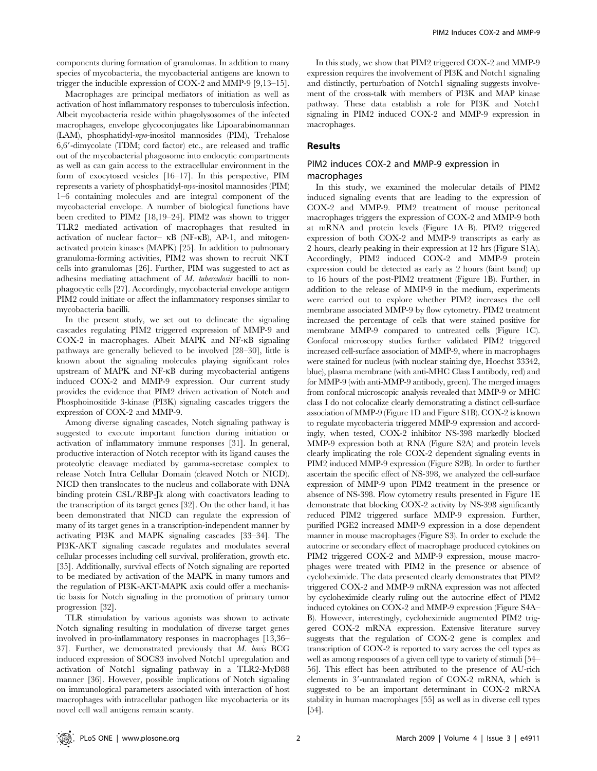components during formation of granulomas. In addition to many species of mycobacteria, the mycobacterial antigens are known to trigger the inducible expression of COX-2 and MMP-9 [9,13–15].

Macrophages are principal mediators of initiation as well as activation of host inflammatory responses to tuberculosis infection. Albeit mycobacteria reside within phagolysosomes of the infected macrophages, envelope glycoconjugates like Lipoarabinomannan (LAM), phosphatidyl-*myo*-inositol mannosides (PIM), Trehalose 6,6′-dimycolate (TDM; cord factor) etc., are released and traffic out of the mycobacterial phagosome into endocytic compartments as well as can gain access to the extracellular environment in the form of exocytosed vesicles [16–17]. In this perspective, PIM represents a variety of phosphatidyl-*myo*-inositol mannosides (PIM) 1–6 containing molecules and are integral component of the mycobacterial envelope. A number of biological functions have been credited to PIM2 [18,19–24]. PIM2 was shown to trigger TLR2 mediated activation of macrophages that resulted in activation of nuclear factor– κB (NF-κB), AP-1, and mitogen-activated protein kinases (MAPK) [25]. In addition to pulmonary granuloma-forming activities, PIM2 was shown to recruit NKT cells into granulomas [26]. Further, PIM was suggested to act as adhesins mediating attachment of *M. tuberculosis* bacilli to non-phagocytic cells [27]. Accordingly, mycobacterial envelope antigen PIM2 could initiate or affect the inflammatory responses similar to mycobacteria bacilli.

In the present study, we set out to delineate the signaling cascades regulating PIM2 triggered expression of MMP-9 and COX-2 in macrophages. Albeit MAPK and NF-κB signaling pathways are generally believed to be involved [28–30], little is known about the signaling molecules playing significant roles upstream of MAPK and NF-κB during mycobacterial antigens induced COX-2 and MMP-9 expression. Our current study provides the evidence that PIM2 driven activation of Notch and Phosphoinositide 3-kinase (PI3K) signaling cascades triggers the expression of COX-2 and MMP-9.

Among diverse signaling cascades, Notch signaling pathway is suggested to execute important function during initiation or activation of inflammatory immune responses [31]. In general, productive interaction of Notch receptor with its ligand causes the proteolytic cleavage mediated by gamma-secretase complex to release Notch Intra Cellular Domain (cleaved Notch or NICD). NICD then translocates to the nucleus and collaborate with DNA binding protein CSL/RBP-Jk along with coactivators leading to the transcription of its target genes [32]. On the other hand, it has been demonstrated that NICD can regulate the expression of many of its target genes in a transcription-independent manner by activating PI3K and MAPK signaling cascades [33–34]. The PI3K-AKT signaling cascade regulates and modulates several cellular processes including cell survival, proliferation, growth etc. [35]. Additionally, survival effects of Notch signaling are reported to be mediated by activation of the MAPK in many tumors and the regulation of PI3K-AKT-MAPK axis could offer a mechanistic basis for Notch signaling in the promotion of primary tumor progression [32].

TLR stimulation by various agonists was shown to activate Notch signaling resulting in modulation of diverse target genes involved in pro-inflammatory responses in macrophages [13,36–37]. Further, we demonstrated previously that *M. bovis* BCG induced expression of SOCS3 involved Notch1 upregulation and activation of Notch1 signaling pathway in a TLR2-MyD88 manner [36]. However, possible implications of Notch signaling on immunological parameters associated with interaction of host macrophages with intracellular pathogen like mycobacteria or its novel cell wall antigens remain scanty.

In this study, we show that PIM2 triggered COX-2 and MMP-9 expression requires the involvement of PI3K and Notch1 signaling and distinctly, perturbation of Notch1 signaling suggests involvement of the cross-talk with members of PI3K and MAP kinase pathway. These data establish a role for PI3K and Notch1 signaling in PIM2 induced COX-2 and MMP-9 expression in macrophages.

## Results

### PIM2 induces COX-2 and MMP-9 expression in macrophages

In this study, we examined the molecular details of PIM2 induced signaling events that are leading to the expression of COX-2 and MMP-9. PIM2 treatment of mouse peritoneal macrophages triggers the expression of COX-2 and MMP-9 both at mRNA and protein levels (Figure 1A–B). PIM2 triggered expression of both COX-2 and MMP-9 transcripts as early as 2 hours, clearly peaking in their expression at 12 hrs (Figure S1A). Accordingly, PIM2 induced COX-2 and MMP-9 protein expression could be detected as early as 2 hours (faint band) up to 16 hours of the post-PIM2 treatment (Figure 1B). Further, in addition to the release of MMP-9 in the medium, experiments were carried out to explore whether PIM2 increases the cell membrane associated MMP-9 by flow cytometry. PIM2 treatment increased the percentage of cells that were stained positive for membrane MMP-9 compared to untreated cells (Figure 1C). Confocal microscopy studies further validated PIM2 triggered increased cell-surface association of MMP-9, where in macrophages were stained for nucleus (with nuclear staining dye, Hoechst 33342, blue), plasma membrane (with anti-MHC Class I antibody, red) and for MMP-9 (with anti-MMP-9 antibody, green). The merged images from confocal microscopic analysis revealed that MMP-9 or MHC class I do not colocalize clearly demonstrating a distinct cell-surface association of MMP-9 (Figure 1D and Figure S1B). COX-2 is known to regulate mycobacteria triggered MMP-9 expression and accordingly, when tested, COX-2 inhibitor NS-398 markedly blocked MMP-9 expression both at RNA (Figure S2A) and protein levels clearly implicating the role COX-2 dependent signaling events in PIM2 induced MMP-9 expression (Figure S2B). In order to further ascertain the specific effect of NS-398, we analyzed the cell-surface expression of MMP-9 upon PIM2 treatment in the presence or absence of NS-398. Flow cytometry results presented in Figure 1E demonstrate that blocking COX-2 activity by NS-398 significantly reduced PIM2 triggered surface MMP-9 expression. Further, purified PGE2 increased MMP-9 expression in a dose dependent manner in mouse macrophages (Figure S3). In order to exclude the autocrine or secondary effect of macrophage produced cytokines on PIM2 triggered COX-2 and MMP-9 expression, mouse macrophages were treated with PIM2 in the presence or absence of cycloheximide. The data presented clearly demonstrates that PIM2 triggered COX-2 and MMP-9 mRNA expression was not affected by cycloheximide clearly ruling out the autocrine effect of PIM2 induced cytokines on COX-2 and MMP-9 expression (Figure S4A–B). However, interestingly, cycloheximide augmented PIM2 triggered COX-2 mRNA expression. Extensive literature survey suggests that the regulation of COX-2 gene is complex and transcription of COX-2 is reported to vary across the cell types as well as among responses of a given cell type to variety of stimuli [54–56]. This effect has been attributed to the presence of AU-rich elements in 3′-untranslated region of COX-2 mRNA, which is suggested to be an important determinant in COX-2 mRNA stability in human macrophages [55] as well as in diverse cell types [54].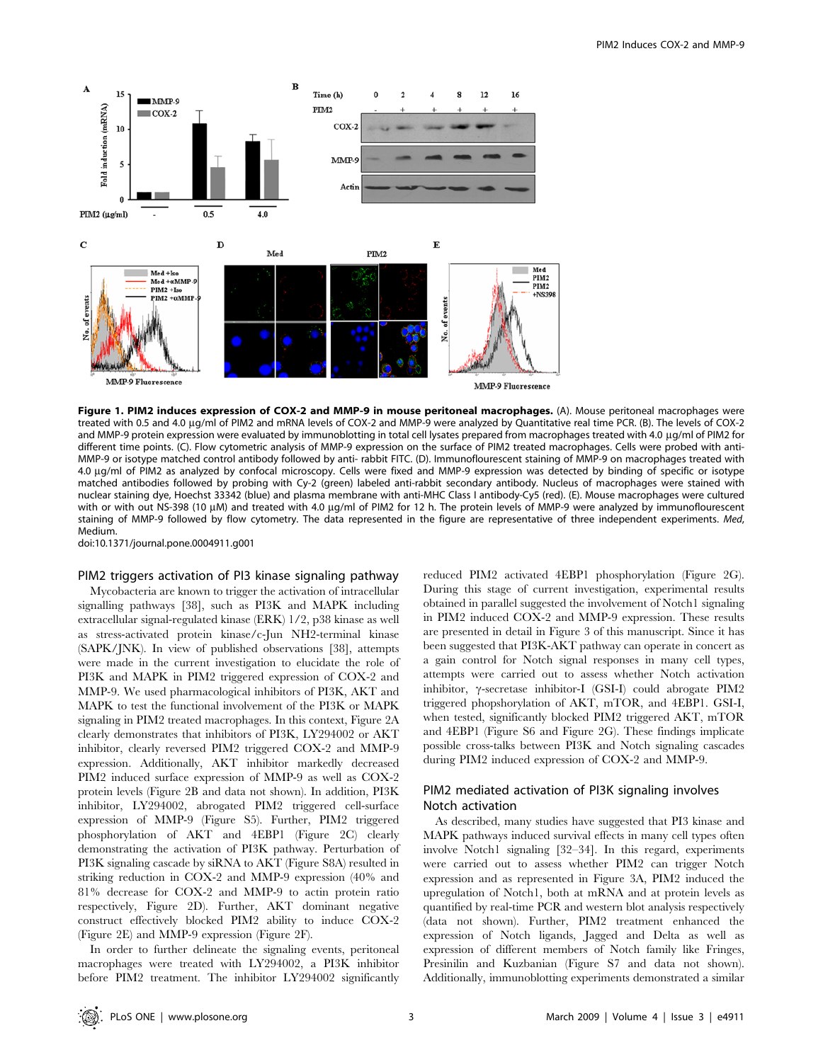**Figure 1. PIM2 induces expression of COX-2 and MMP-9 in mouse peritoneal macrophages.** (A). Mouse peritoneal macrophages were treated with 0.5 and 4.0 µg/ml of PIM2 and mRNA levels of COX-2 and MMP-9 were analyzed by Quantitative real time PCR. (B). The levels of COX-2 and MMP-9 protein expression were evaluated by immunoblotting in total cell lysates prepared from macrophages treated with 4.0 µg/ml of PIM2 for different time points. (C). Flow cytometric analysis of MMP-9 expression on the surface of PIM2 treated macrophages. Cells were probed with anti-MMP-9 or isotype matched control antibody followed by anti- rabbit FITC. (D). Immunoflourescent staining of MMP-9 on macrophages treated with 4.0 µg/ml of PIM2 as analyzed by confocal microscopy. Cells were fixed and MMP-9 expression was detected by binding of specific or isotype matched antibodies followed by probing with Cy-2 (green) labeled anti-rabbit secondary antibody. Nucleus of macrophages were stained with nuclear staining dye, Hoechst 33342 (blue) and plasma membrane with anti-MHC Class I antibody-Cy5 (red). (E). Mouse macrophages were cultured with or with out NS-398 (10 µM) and treated with 4.0 µg/ml of PIM2 for 12 h. The protein levels of MMP-9 were analyzed by immunoflourescent staining of MMP-9 followed by flow cytometry. The data represented in the figure are representative of three independent experiments. *Med*, Medium.

doi:10.1371/journal.pone.0004911.g001

## PIM2 triggers activation of PI3 kinase signaling pathway

Mycobacteria are known to trigger the activation of intracellular signalling pathways [38], such as PI3K and MAPK including extracellular signal-regulated kinase (ERK) 1/2, p38 kinase as well as stress-activated protein kinase/c-Jun NH2-terminal kinase (SAPK/JNK). In view of published observations [38], attempts were made in the current investigation to elucidate the role of PI3K and MAPK in PIM2 triggered expression of COX-2 and MMP-9. We used pharmacological inhibitors of PI3K, AKT and MAPK to test the functional involvement of the PI3K or MAPK signaling in PIM2 treated macrophages. In this context, Figure 2A clearly demonstrates that inhibitors of PI3K, LY294002 or AKT inhibitor, clearly reversed PIM2 triggered COX-2 and MMP-9 expression. Additionally, AKT inhibitor markedly decreased PIM2 induced surface expression of MMP-9 as well as COX-2 protein levels (Figure 2B and data not shown). In addition, PI3K inhibitor, LY294002, abrogated PIM2 triggered cell-surface expression of MMP-9 (Figure S5). Further, PIM2 triggered phosphorylation of AKT and 4EBP1 (Figure 2C) clearly demonstrating the activation of PI3K pathway. Perturbation of PI3K signaling cascade by siRNA to AKT (Figure S8A) resulted in striking reduction in COX-2 and MMP-9 expression (40% and 81% decrease for COX-2 and MMP-9 to actin protein ratio respectively, Figure 2D). Further, AKT dominant negative construct effectively blocked PIM2 ability to induce COX-2 (Figure 2E) and MMP-9 expression (Figure 2F).

In order to further delineate the signaling events, peritoneal macrophages were treated with LY294002, a PI3K inhibitor before PIM2 treatment. The inhibitor LY294002 significantly reduced PIM2 activated 4EBP1 phosphorylation (Figure 2G). During this stage of current investigation, experimental results obtained in parallel suggested the involvement of Notch1 signaling in PIM2 induced COX-2 and MMP-9 expression. These results are presented in detail in Figure 3 of this manuscript. Since it has been suggested that PI3K-AKT pathway can operate in concert as a gain control for Notch signal responses in many cell types, attempts were carried out to assess whether Notch activation inhibitor, γ-secretase inhibitor-I (GSI-I) could abrogate PIM2 triggered phopshorylation of AKT, mTOR, and 4EBP1. GSI-I, when tested, significantly blocked PIM2 triggered AKT, mTOR and 4EBP1 (Figure S6 and Figure 2G). These findings implicate possible cross-talks between PI3K and Notch signaling cascades during PIM2 induced expression of COX-2 and MMP-9.

## PIM2 mediated activation of PI3K signaling involves Notch activation

As described, many studies have suggested that PI3 kinase and MAPK pathways induced survival effects in many cell types often involve Notch1 signaling [32–34]. In this regard, experiments were carried out to assess whether PIM2 can trigger Notch expression and as represented in Figure 3A, PIM2 induced the upregulation of Notch1, both at mRNA and at protein levels as quantified by real-time PCR and western blot analysis respectively (data not shown). Further, PIM2 treatment enhanced the expression of Notch ligands, Jagged and Delta as well as expression of different members of Notch family like Fringes, Presinilin and Kuzbanian (Figure S7 and data not shown). Additionally, immunoblotting experiments demonstrated a similar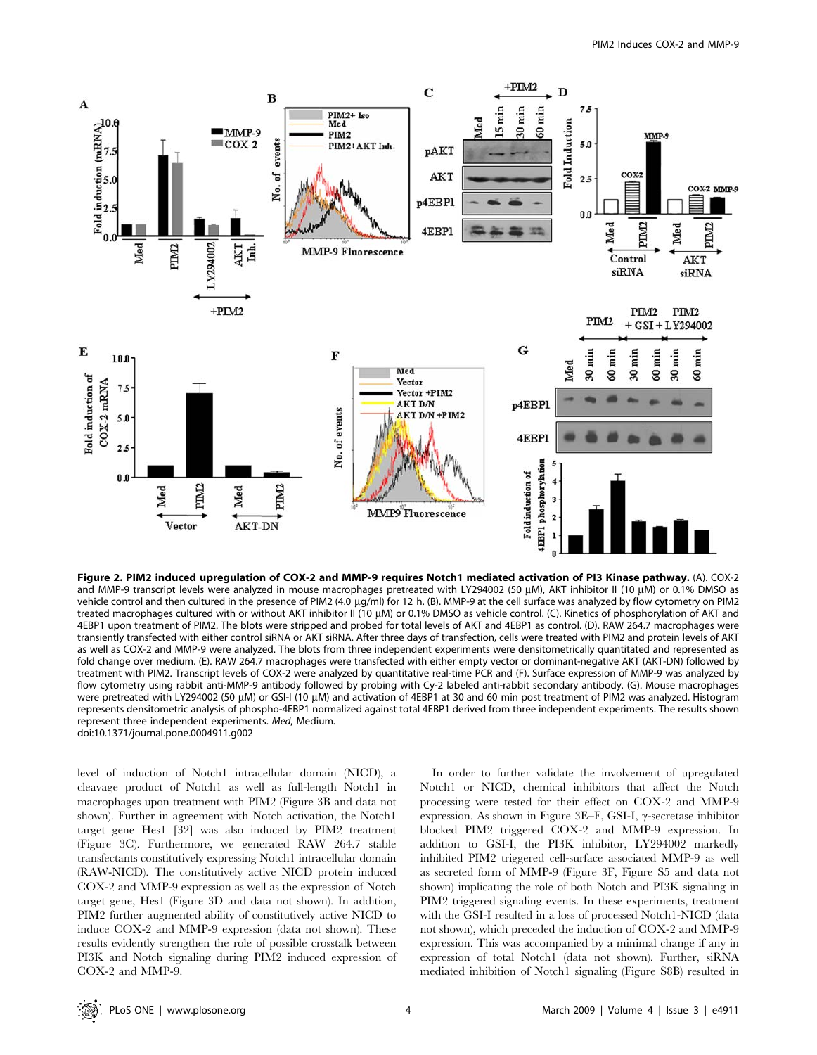**Figure 2. PIM2 induced upregulation of COX-2 and MMP-9 requires Notch1 mediated activation of PI3 Kinase pathway.** (A). COX-2 and MMP-9 transcript levels were analyzed in mouse macrophages pretreated with LY294002 (50 µM), AKT inhibitor II (10 µM) or 0.1% DMSO as vehicle control and then cultured in the presence of PIM2 (4.0 µg/ml) for 12 h. (B). MMP-9 at the cell surface was analyzed by flow cytometry on PIM2 treated macrophages cultured with or without AKT inhibitor II (10 µM) or 0.1% DMSO as vehicle control. (C). Kinetics of phosphorylation of AKT and 4EBP1 upon treatment of PIM2. The blots were stripped and probed for total levels of AKT and 4EBP1 as control. (D). RAW 264.7 macrophages were transiently transfected with either control siRNA or AKT siRNA. After three days of transfection, cells were treated with PIM2 and protein levels of AKT as well as COX-2 and MMP-9 were analyzed. The blots from three independent experiments were densitometrically quantitated and represented as fold change over medium. (E). RAW 264.7 macrophages were transfected with either empty vector or dominant-negative AKT (AKT-DN) followed by treatment with PIM2. Transcript levels of COX-2 were analyzed by quantitative real-time PCR and (F). Surface expression of MMP-9 was analyzed by flow cytometry using rabbit anti-MMP-9 antibody followed by probing with Cy-2 labeled anti-rabbit secondary antibody. (G). Mouse macrophages were pretreated with LY294002 (50 µM) or GSI-I (10 µM) and activation of 4EBP1 at 30 and 60 min post treatment of PIM2 was analyzed. Histogram represents densitometric analysis of phospho-4EBP1 normalized against total 4EBP1 derived from three independent experiments. The results shown represent three independent experiments. *Med*, Medium.
doi:10.1371/journal.pone.0004911.g002

level of induction of Notch1 intracellular domain (NICD), a cleavage product of Notch1 as well as full-length Notch1 in macrophages upon treatment with PIM2 (Figure 3B and data not shown). Further in agreement with Notch activation, the Notch1 target gene Hes1 [32] was also induced by PIM2 treatment (Figure 3C). Furthermore, we generated RAW 264.7 stable transfectants constitutively expressing Notch1 intracellular domain (RAW-NICD). The constitutively active NICD protein induced COX-2 and MMP-9 expression as well as the expression of Notch target gene, Hes1 (Figure 3D and data not shown). In addition, PIM2 further augmented ability of constitutively active NICD to induce COX-2 and MMP-9 expression (data not shown). These results evidently strengthen the role of possible crosstalk between PI3K and Notch signaling during PIM2 induced expression of COX-2 and MMP-9.

In order to further validate the involvement of upregulated Notch1 or NICD, chemical inhibitors that affect the Notch processing were tested for their effect on COX-2 and MMP-9 expression. As shown in Figure 3E–F, GSI-I, γ-secretase inhibitor blocked PIM2 triggered COX-2 and MMP-9 expression. In addition to GSI-I, the PI3K inhibitor, LY294002 markedly inhibited PIM2 triggered cell-surface associated MMP-9 as well as secreted form of MMP-9 (Figure 3F, Figure S5 and data not shown) implicating the role of both Notch and PI3K signaling in PIM2 triggered signaling events. In these experiments, treatment with the GSI-I resulted in a loss of processed Notch1-NICD (data not shown), which preceded the induction of COX-2 and MMP-9 expression. This was accompanied by a minimal change if any in expression of total Notch1 (data not shown). Further, siRNA mediated inhibition of Notch1 signaling (Figure S8B) resulted in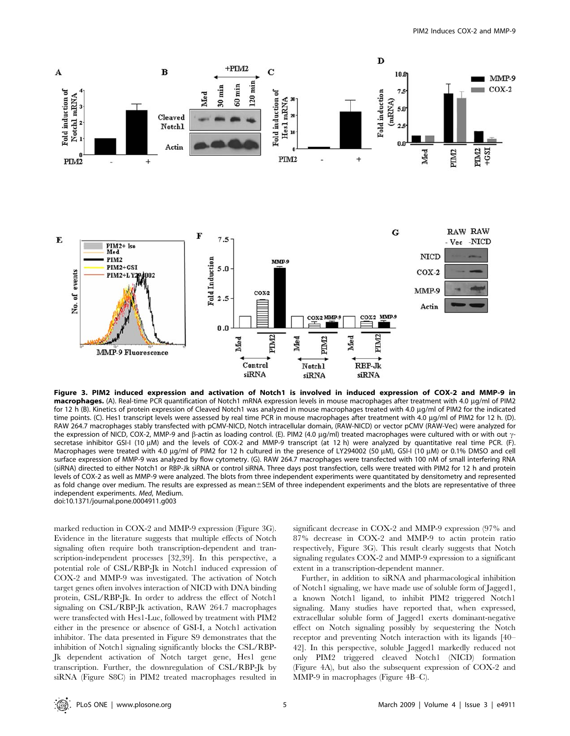**Figure 3. PIM2 induced expression and activation of Notch1 is involved in induced expression of COX-2 and MMP-9 in macrophages.** (A). Real-time PCR quantification of Notch1 mRNA expression levels in mouse macrophages after treatment with 4.0 µg/ml of PIM2 for 12 h (B). Kinetics of protein expression of Cleaved Notch1 was analyzed in mouse macrophages treated with 4.0 µg/ml of PIM2 for the indicated time points. (C). Hes1 transcript levels were assessed by real time PCR in mouse macrophages after treatment with 4.0 µg/ml of PIM2 for 12 h. (D). RAW 264.7 macrophages stably transfected with pCMV-NICD, Notch intracellular domain, (RAW-NICD) or vector pCMV (RAW-Vec) were analyzed for the expression of NICD, COX-2, MMP-9 and β-actin as loading control. (E). PIM2 (4.0 µg/ml) treated macrophages were cultured with or with out γ-secretase inhibitor GSI-I (10 µM) and the levels of COX-2 and MMP-9 transcript (at 12 h) were analyzed by quantitative real time PCR. (F). Macrophages were treated with 4.0 µg/ml of PIM2 for 12 h cultured in the presence of LY294002 (50 µM), GSI-I (10 µM) or 0.1% DMSO and cell surface expression of MMP-9 was analyzed by flow cytometry. (G). RAW 264.7 macrophages were transfected with 100 nM of small interfering RNA (siRNA) directed to either Notch1 or RBP-Jk siRNA or control siRNA. Three days post transfection, cells were treated with PIM2 for 12 h and protein levels of COX-2 as well as MMP-9 were analyzed. The blots from three independent experiments were quantitated by densitometry and represented as fold change over medium. The results are expressed as mean±SEM of three independent experiments and the blots are representative of three independent experiments. *Med*, Medium.
doi:10.1371/journal.pone.0004911.g003

marked reduction in COX-2 and MMP-9 expression (Figure 3G). Evidence in the literature suggests that multiple effects of Notch signaling often require both transcription-dependent and transcription-independent processes [32,39]. In this perspective, a potential role of CSL/RBP-Jk in Notch1 induced expression of COX-2 and MMP-9 was investigated. The activation of Notch target genes often involves interaction of NICD with DNA binding protein, CSL/RBP-Jk. In order to address the effect of Notch1 signaling on CSL/RBP-Jk activation, RAW 264.7 macrophages were transfected with Hes1-Luc, followed by treatment with PIM2 either in the presence or absence of GSI-I, a Notch1 activation inhibitor. The data presented in Figure S9 demonstrates that the inhibition of Notch1 signaling significantly blocks the CSL/RBP-Jk dependent activation of Notch target gene, Hes1 gene transcription. Further, the downregulation of CSL/RBP-Jk by siRNA (Figure S8C) in PIM2 treated macrophages resulted in significant decrease in COX-2 and MMP-9 expression (97% and 87% decrease in COX-2 and MMP-9 to actin protein ratio respectively, Figure 3G). This result clearly suggests that Notch signaling regulates COX-2 and MMP-9 expression to a significant extent in a transcription-dependent manner.

Further, in addition to siRNA and pharmacological inhibition of Notch1 signaling, we have made use of soluble form of Jagged1, a known Notch1 ligand, to inhibit PIM2 triggered Notch1 signaling. Many studies have reported that, when expressed, extracellular soluble form of Jagged1 exerts dominant-negative effect on Notch signaling possibly by sequestering the Notch receptor and preventing Notch interaction with its ligands [40–42]. In this perspective, soluble Jagged1 markedly reduced not only PIM2 triggered cleaved Notch1 (NICD) formation (Figure 4A), but also the subsequent expression of COX-2 and MMP-9 in macrophages (Figure 4B–C).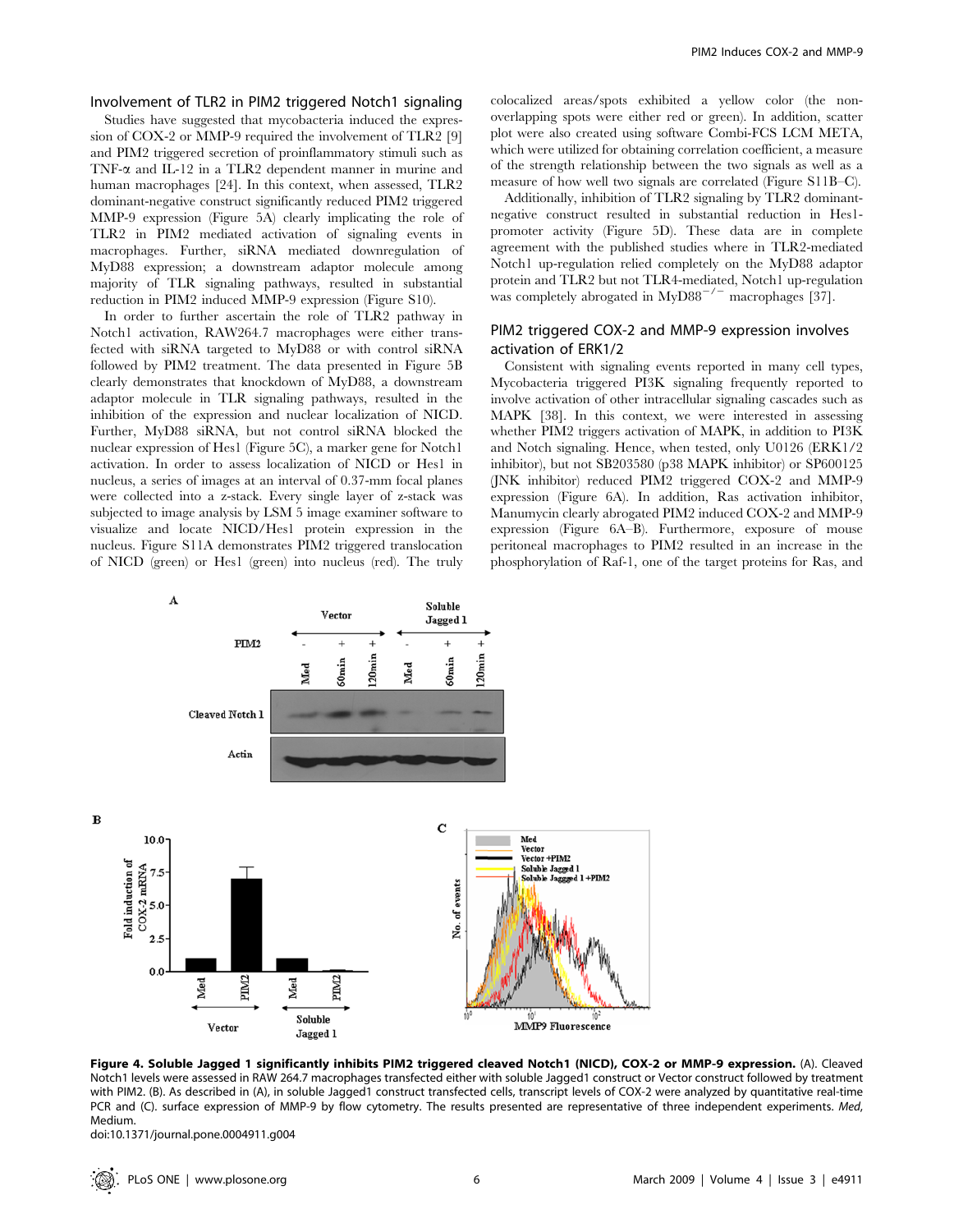### Involvement of TLR2 in PIM2 triggered Notch1 signaling

Studies have suggested that mycobacteria induced the expression of COX-2 or MMP-9 required the involvement of TLR2 [9] and PIM2 triggered secretion of proinflammatory stimuli such as TNF-α and IL-12 in a TLR2 dependent manner in murine and human macrophages [24]. In this context, when assessed, TLR2 dominant-negative construct significantly reduced PIM2 triggered MMP-9 expression (Figure 5A) clearly implicating the role of TLR2 in PIM2 mediated activation of signaling events in macrophages. Further, siRNA mediated downregulation of MyD88 expression; a downstream adaptor molecule among majority of TLR signaling pathways, resulted in substantial reduction in PIM2 induced MMP-9 expression (Figure S10).

In order to further ascertain the role of TLR2 pathway in Notch1 activation, RAW264.7 macrophages were either transfected with siRNA targeted to MyD88 or with control siRNA followed by PIM2 treatment. The data presented in Figure 5B clearly demonstrates that knockdown of MyD88, a downstream adaptor molecule in TLR signaling pathways, resulted in the inhibition of the expression and nuclear localization of NICD. Further, MyD88 siRNA, but not control siRNA blocked the nuclear expression of Hes1 (Figure 5C), a marker gene for Notch1 activation. In order to assess localization of NICD or Hes1 in nucleus, a series of images at an interval of 0.37-mm focal planes were collected into a z-stack. Every single layer of z-stack was subjected to image analysis by LSM 5 image examiner software to visualize and locate NICD/Hes1 protein expression in the nucleus. Figure S11A demonstrates PIM2 triggered translocation of NICD (green) or Hes1 (green) into nucleus (red). The truly colocalized areas/spots exhibited a yellow color (the non-overlapping spots were either red or green). In addition, scatter plot were also created using software Combi-FCS LCM META, which were utilized for obtaining correlation coefficient, a measure of the strength relationship between the two signals as well as a measure of how well two signals are correlated (Figure S11B–C).

Additionally, inhibition of TLR2 signaling by TLR2 dominant-negative construct resulted in substantial reduction in Hes1-promoter activity (Figure 5D). These data are in complete agreement with the published studies where in TLR2-mediated Notch1 up-regulation relied completely on the MyD88 adaptor protein and TLR2 but not TLR4-mediated, Notch1 up-regulation was completely abrogated in $MyD88^{-/-}$ macrophages [37].

### PIM2 triggered COX-2 and MMP-9 expression involves activation of ERK1/2

Consistent with signaling events reported in many cell types, Mycobacteria triggered PI3K signaling frequently reported to involve activation of other intracellular signaling cascades such as MAPK [38]. In this context, we were interested in assessing whether PIM2 triggers activation of MAPK, in addition to PI3K and Notch signaling. Hence, when tested, only U0126 (ERK1/2 inhibitor), but not SB203580 (p38 MAPK inhibitor) or SP600125 (JNK inhibitor) reduced PIM2 triggered COX-2 and MMP-9 expression (Figure 6A). In addition, Ras activation inhibitor, Manumycin clearly abrogated PIM2 induced COX-2 and MMP-9 expression (Figure 6A–B). Furthermore, exposure of mouse peritoneal macrophages to PIM2 resulted in an increase in the phosphorylation of Raf-1, one of the target proteins for Ras, and

**Figure 4. Soluble Jagged 1 significantly inhibits PIM2 triggered cleaved Notch1 (NICD), COX-2 or MMP-9 expression.** (A). Cleaved Notch1 levels were assessed in RAW 264.7 macrophages transfected either with soluble Jagged1 construct or Vector construct followed by treatment with PIM2. (B). As described in (A), in soluble Jagged1 construct transfected cells, transcript levels of COX-2 were analyzed by quantitative real-time PCR and (C). surface expression of MMP-9 by flow cytometry. The results presented are representative of three independent experiments. *Med*, Medium.

doi:10.1371/journal.pone.0004911.g004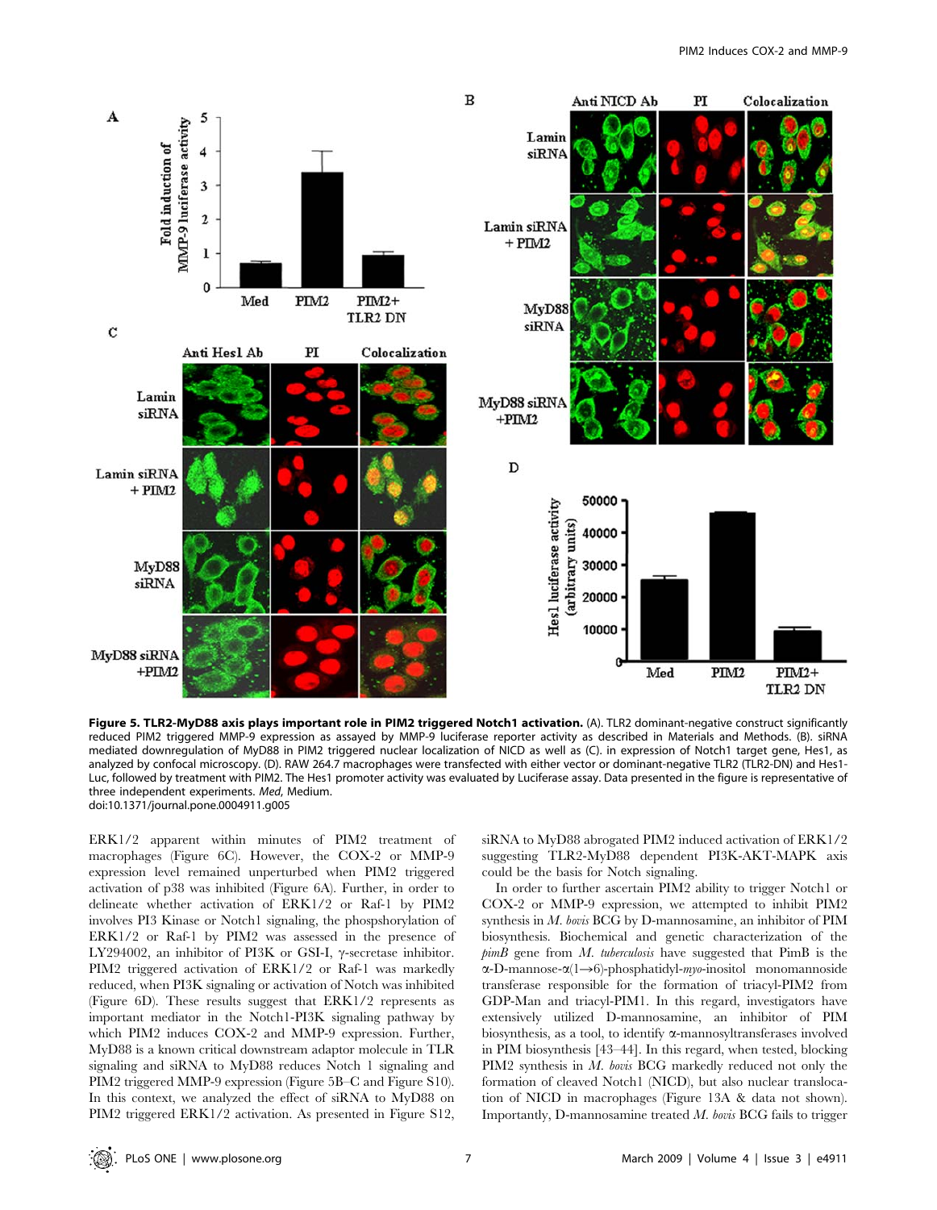**Figure 5. TLR2-MyD88 axis plays important role in PIM2 triggered Notch1 activation.** (A). TLR2 dominant-negative construct significantly reduced PIM2 triggered MMP-9 expression as assayed by MMP-9 luciferase reporter activity as described in Materials and Methods. (B). siRNA mediated downregulation of MyD88 in PIM2 triggered nuclear localization of NICD as well as (C). in expression of Notch1 target gene, Hes1, as analyzed by confocal microscopy. (D). RAW 264.7 macrophages were transfected with either vector or dominant-negative TLR2 (TLR2-DN) and Hes1-Luc, followed by treatment with PIM2. The Hes1 promoter activity was evaluated by Luciferase assay. Data presented in the figure is representative of three independent experiments. *Med*, Medium.
doi:10.1371/journal.pone.0004911.g005

ERK1/2 apparent within minutes of PIM2 treatment of macrophages (Figure 6C). However, the COX-2 or MMP-9 expression level remained unperturbed when PIM2 triggered activation of p38 was inhibited (Figure 6A). Further, in order to delineate whether activation of ERK1/2 or Raf-1 by PIM2 involves PI3 Kinase or Notch1 signaling, the phospshorylation of ERK1/2 or Raf-1 by PIM2 was assessed in the presence of LY294002, an inhibitor of PI3K or GSI-I, γ-secretase inhibitor. PIM2 triggered activation of ERK1/2 or Raf-1 was markedly reduced, when PI3K signaling or activation of Notch was inhibited (Figure 6D). These results suggest that ERK1/2 represents as important mediator in the Notch1-PI3K signaling pathway by which PIM2 induces COX-2 and MMP-9 expression. Further, MyD88 is a known critical downstream adaptor molecule in TLR signaling and siRNA to MyD88 reduces Notch 1 signaling and PIM2 triggered MMP-9 expression (Figure 5B–C and Figure S10). In this context, we analyzed the effect of siRNA to MyD88 on PIM2 triggered ERK1/2 activation. As presented in Figure S12, siRNA to MyD88 abrogated PIM2 induced activation of ERK1/2 suggesting TLR2-MyD88 dependent PI3K-AKT-MAPK axis could be the basis for Notch signaling.

In order to further ascertain PIM2 ability to trigger Notch1 or COX-2 or MMP-9 expression, we attempted to inhibit PIM2 synthesis in *M. bovis* BCG by D-mannosamine, an inhibitor of PIM biosynthesis. Biochemical and genetic characterization of the *pimB* gene from *M. tuberculosis* have suggested that PimB is the α-D-mannose-α(1→6)-phosphatidyl-*myo*-inositol monomannoside transferase responsible for the formation of triacyl-PIM2 from GDP-Man and triacyl-PIM1. In this regard, investigators have extensively utilized D-mannosamine, an inhibitor of PIM biosynthesis, as a tool, to identify α-mannosyltransferases involved in PIM biosynthesis [43–44]. In this regard, when tested, blocking PIM2 synthesis in *M. bovis* BCG markedly reduced not only the formation of cleaved Notch1 (NICD), but also nuclear translocation of NICD in macrophages (Figure 13A & data not shown). Importantly, D-mannosamine treated *M. bovis* BCG fails to trigger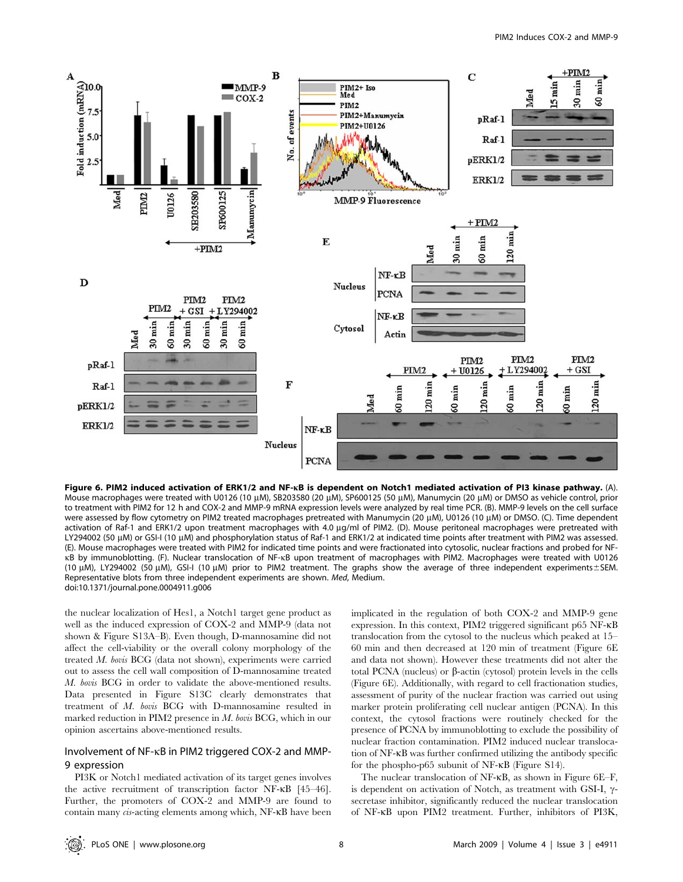**Figure 6. PIM2 induced activation of ERK1/2 and NF-κB is dependent on Notch1 mediated activation of PI3 kinase pathway.** (A). Mouse macrophages were treated with U0126 (10 µM), SB203580 (20 µM), SP600125 (50 µM), Manumycin (20 µM) or DMSO as vehicle control, prior to treatment with PIM2 for 12 h and COX-2 and MMP-9 mRNA expression levels were analyzed by real time PCR. (B). MMP-9 levels on the cell surface were assessed by flow cytometry on PIM2 treated macrophages pretreated with Manumycin (20 µM), U0126 (10 µM) or DMSO. (C). Time dependent activation of Raf-1 and ERK1/2 upon treatment macrophages with 4.0 µg/ml of PIM2. (D). Mouse peritoneal macrophages were pretreated with LY294002 (50 µM) or GSI-I (10 µM) and phosphorylation status of Raf-1 and ERK1/2 at indicated time points after treatment with PIM2 was assessed. (E). Mouse macrophages were treated with PIM2 for indicated time points and were fractionated into cytosolic, nuclear fractions and probed for NF-κB by immunoblotting. (F). Nuclear translocation of NF-κB upon treatment of macrophages with PIM2. Macrophages were treated with U0126 (10 µM), LY294002 (50 µM), GSI-I (10 µM) prior to PIM2 treatment. The graphs show the average of three independent experiments ± SEM. Representative blots from three independent experiments are shown. *Med*, Medium.
doi:10.1371/journal.pone.0004911.g006

the nuclear localization of Hes1, a Notch1 target gene product as well as the induced expression of COX-2 and MMP-9 (data not shown & Figure S13A–B). Even though, D-mannosamine did not affect the cell-viability or the overall colony morphology of the treated *M. bovis* BCG (data not shown), experiments were carried out to assess the cell wall composition of D-mannosamine treated *M. bovis* BCG in order to validate the above-mentioned results. Data presented in Figure S13C clearly demonstrates that treatment of *M. bovis* BCG with D-mannosamine resulted in marked reduction in PIM2 presence in *M. bovis* BCG, which in our opinion ascertains above-mentioned results.

## Involvement of NF-κB in PIM2 triggered COX-2 and MMP-9 expression

PI3K or Notch1 mediated activation of its target genes involves the active recruitment of transcription factor NF-κB [45–46]. Further, the promoters of COX-2 and MMP-9 are found to contain many *cis*-acting elements among which, NF-κB have been implicated in the regulation of both COX-2 and MMP-9 gene expression. In this context, PIM2 triggered significant p65 NF-κB translocation from the cytosol to the nucleus which peaked at 15–60 min and then decreased at 120 min of treatment (Figure 6E and data not shown). However these treatments did not alter the total PCNA (nucleus) or β-actin (cytosol) protein levels in the cells (Figure 6E). Additionally, with regard to cell fractionation studies, assessment of purity of the nuclear fraction was carried out using marker protein proliferating cell nuclear antigen (PCNA). In this context, the cytosol fractions were routinely checked for the presence of PCNA by immunoblotting to exclude the possibility of nuclear fraction contamination. PIM2 induced nuclear translocation of NF-κB was further confirmed utilizing the antibody specific for the phospho-p65 subunit of NF-κB (Figure S14).

The nuclear translocation of NF-κB, as shown in Figure 6E–F, is dependent on activation of Notch, as treatment with GSI-I, γ-secretase inhibitor, significantly reduced the nuclear translocation of NF-κB upon PIM2 treatment. Further, inhibitors of PI3K,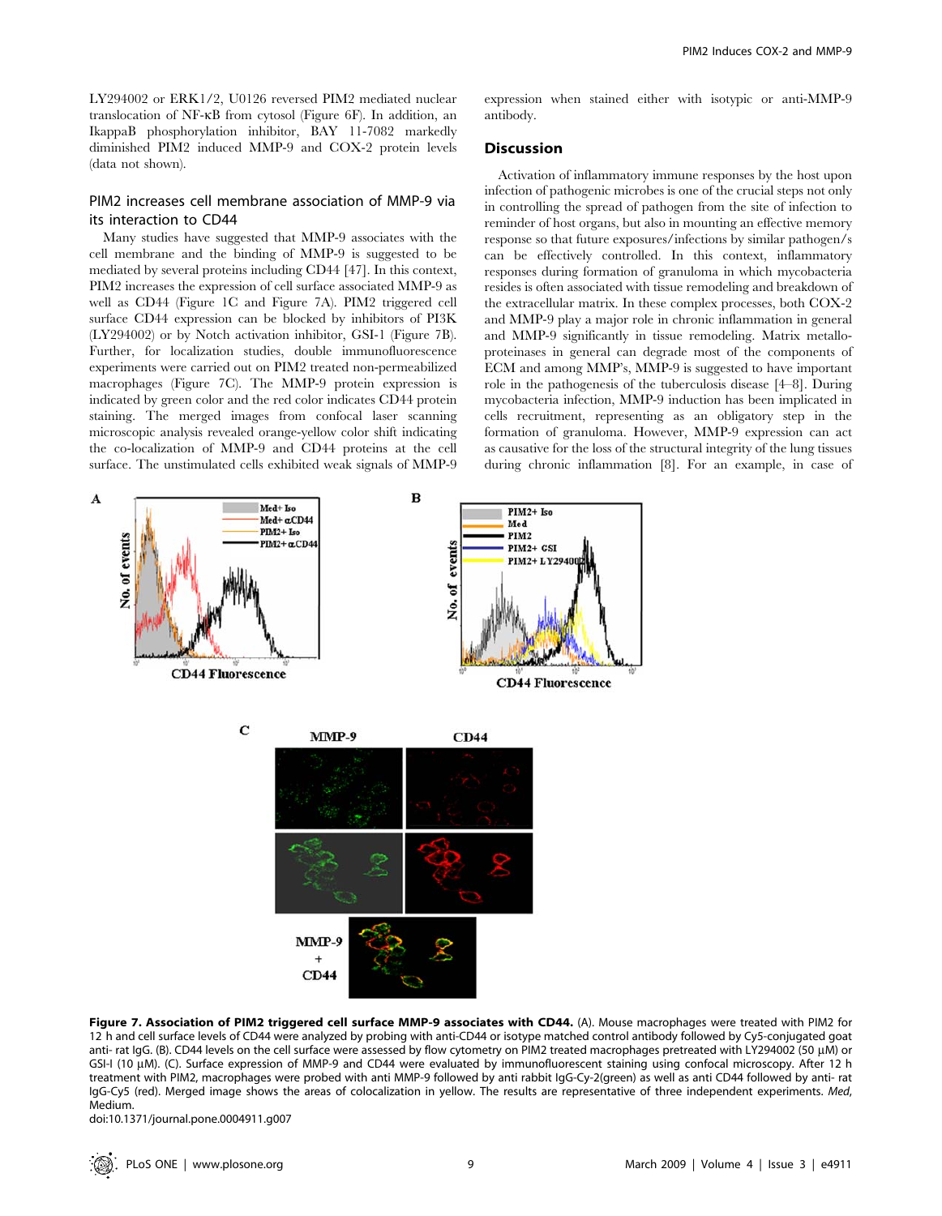LY294002 or ERK1/2, U0126 reversed PIM2 mediated nuclear translocation of NF-κB from cytosol (Figure 6F). In addition, an IkappaB phosphorylation inhibitor, BAY 11-7082 markedly diminished PIM2 induced MMP-9 and COX-2 protein levels (data not shown).

### PIM2 increases cell membrane association of MMP-9 via its interaction to CD44

Many studies have suggested that MMP-9 associates with the cell membrane and the binding of MMP-9 is suggested to be mediated by several proteins including CD44 [47]. In this context, PIM2 increases the expression of cell surface associated MMP-9 as well as CD44 (Figure 1C and Figure 7A). PIM2 triggered cell surface CD44 expression can be blocked by inhibitors of PI3K (LY294002) or by Notch activation inhibitor, GSI-1 (Figure 7B). Further, for localization studies, double immunofluorescence experiments were carried out on PIM2 treated non-permeabilized macrophages (Figure 7C). The MMP-9 protein expression is indicated by green color and the red color indicates CD44 protein staining. The merged images from confocal laser scanning microscopic analysis revealed orange-yellow color shift indicating the co-localization of MMP-9 and CD44 proteins at the cell surface. The unstimulated cells exhibited weak signals of MMP-9 expression when stained either with isotypic or anti-MMP-9 antibody.

## Discussion

Activation of inflammatory immune responses by the host upon infection of pathogenic microbes is one of the crucial steps not only in controlling the spread of pathogen from the site of infection to reminder of host organs, but also in mounting an effective memory response so that future exposures/infections by similar pathogen/s can be effectively controlled. In this context, inflammatory responses during formation of granuloma in which mycobacteria resides is often associated with tissue remodeling and breakdown of the extracellular matrix. In these complex processes, both COX-2 and MMP-9 play a major role in chronic inflammation in general and MMP-9 significantly in tissue remodeling. Matrix metalloproteinases in general can degrade most of the components of ECM and among MMP's, MMP-9 is suggested to have important role in the pathogenesis of the tuberculosis disease [4–8]. During mycobacteria infection, MMP-9 induction has been implicated in cells recruitment, representing as an obligatory step in the formation of granuloma. However, MMP-9 expression can act as causative for the loss of the structural integrity of the lung tissues during chronic inflammation [8]. For an example, in case of

**Figure 7. Association of PIM2 triggered cell surface MMP-9 associates with CD44.** (A). Mouse macrophages were treated with PIM2 for 12 h and cell surface levels of CD44 were analyzed by probing with anti-CD44 or isotype matched control antibody followed by Cy5-conjugated goat anti- rat IgG. (B). CD44 levels on the cell surface were assessed by flow cytometry on PIM2 treated macrophages pretreated with LY294002 (50 μM) or GSI-I (10 μM). (C). Surface expression of MMP-9 and CD44 were evaluated by immunofluorescent staining using confocal microscopy. After 12 h treatment with PIM2, macrophages were probed with anti MMP-9 followed by anti rabbit IgG-Cy-2(green) as well as anti CD44 followed by anti- rat IgG-Cy5 (red). Merged image shows the areas of colocalization in yellow. The results are representative of three independent experiments. *Med*, Medium.

doi:10.1371/journal.pone.0004911.g007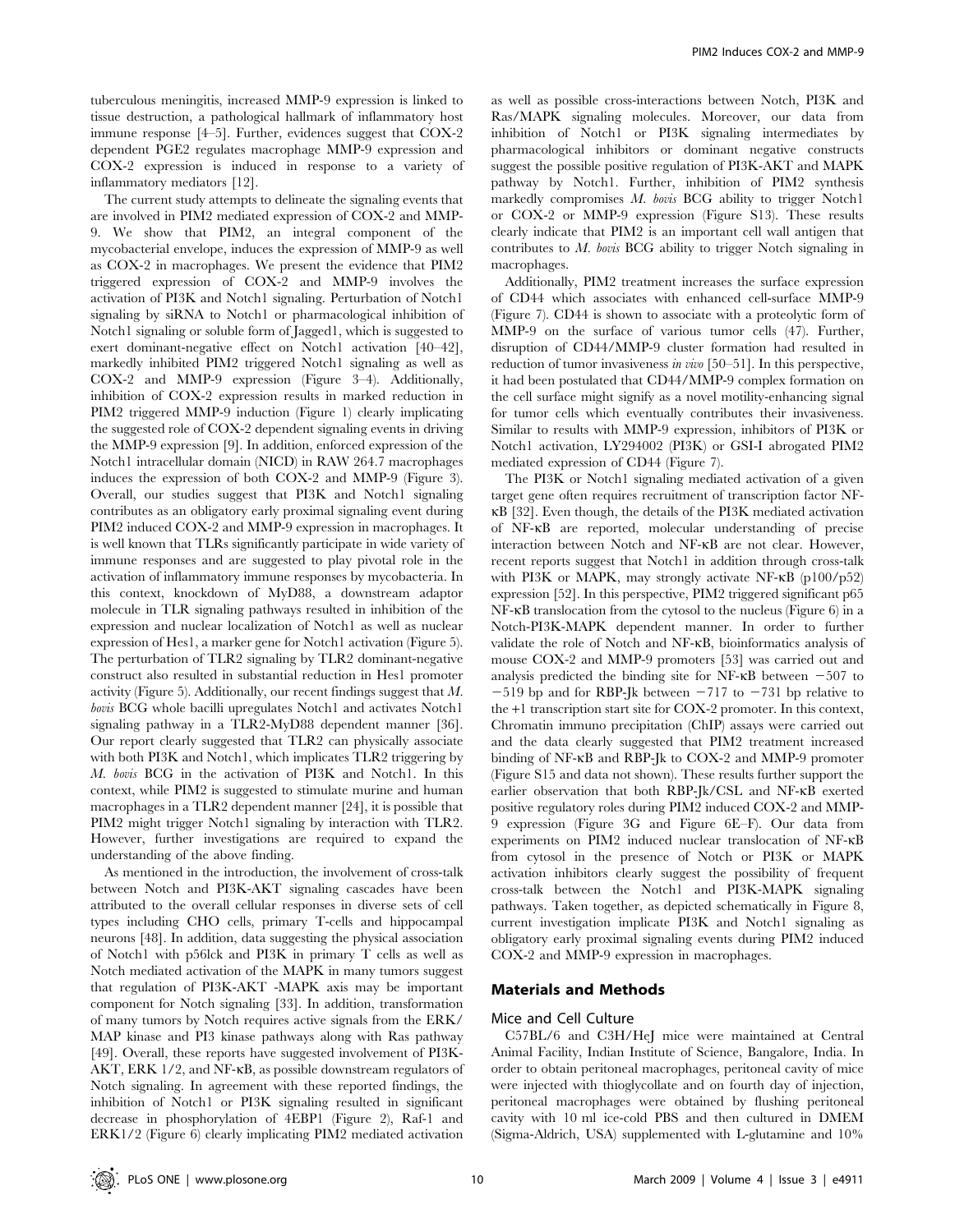tuberculous meningitis, increased MMP-9 expression is linked to tissue destruction, a pathological hallmark of inflammatory host immune response [4–5]. Further, evidences suggest that COX-2 dependent PGE2 regulates macrophage MMP-9 expression and COX-2 expression is induced in response to a variety of inflammatory mediators [12].

The current study attempts to delineate the signaling events that are involved in PIM2 mediated expression of COX-2 and MMP-9. We show that PIM2, an integral component of the mycobacterial envelope, induces the expression of MMP-9 as well as COX-2 in macrophages. We present the evidence that PIM2 triggered expression of COX-2 and MMP-9 involves the activation of PI3K and Notch1 signaling. Perturbation of Notch1 signaling by siRNA to Notch1 or pharmacological inhibition of Notch1 signaling or soluble form of Jagged1, which is suggested to exert dominant-negative effect on Notch1 activation [40–42], markedly inhibited PIM2 triggered Notch1 signaling as well as COX-2 and MMP-9 expression (Figure 3–4). Additionally, inhibition of COX-2 expression results in marked reduction in PIM2 triggered MMP-9 induction (Figure 1) clearly implicating the suggested role of COX-2 dependent signaling events in driving the MMP-9 expression [9]. In addition, enforced expression of the Notch1 intracellular domain (NICD) in RAW 264.7 macrophages induces the expression of both COX-2 and MMP-9 (Figure 3). Overall, our studies suggest that PI3K and Notch1 signaling contributes as an obligatory early proximal signaling event during PIM2 induced COX-2 and MMP-9 expression in macrophages. It is well known that TLRs significantly participate in wide variety of immune responses and are suggested to play pivotal role in the activation of inflammatory immune responses by mycobacteria. In this context, knockdown of MyD88, a downstream adaptor molecule in TLR signaling pathways resulted in inhibition of the expression and nuclear localization of Notch1 as well as nuclear expression of Hes1, a marker gene for Notch1 activation (Figure 5). The perturbation of TLR2 signaling by TLR2 dominant-negative construct also resulted in substantial reduction in Hes1 promoter activity (Figure 5). Additionally, our recent findings suggest that *M. bovis* BCG whole bacilli upregulates Notch1 and activates Notch1 signaling pathway in a TLR2-MyD88 dependent manner [36]. Our report clearly suggested that TLR2 can physically associate with both PI3K and Notch1, which implicates TLR2 triggering by *M. bovis* BCG in the activation of PI3K and Notch1. In this context, while PIM2 is suggested to stimulate murine and human macrophages in a TLR2 dependent manner [24], it is possible that PIM2 might trigger Notch1 signaling by interaction with TLR2. However, further investigations are required to expand the understanding of the above finding.

As mentioned in the introduction, the involvement of cross-talk between Notch and PI3K-AKT signaling cascades have been attributed to the overall cellular responses in diverse sets of cell types including CHO cells, primary T-cells and hippocampal neurons [48]. In addition, data suggesting the physical association of Notch1 with p56lck and PI3K in primary T cells as well as Notch mediated activation of the MAPK in many tumors suggest that regulation of PI3K-AKT -MAPK axis may be important component for Notch signaling [33]. In addition, transformation of many tumors by Notch requires active signals from the ERK/MAP kinase and PI3 kinase pathways along with Ras pathway [49]. Overall, these reports have suggested involvement of PI3K-AKT, ERK 1/2, and NF-κB, as possible downstream regulators of Notch signaling. In agreement with these reported findings, the inhibition of Notch1 or PI3K signaling resulted in significant decrease in phosphorylation of 4EBP1 (Figure 2), Raf-1 and ERK1/2 (Figure 6) clearly implicating PIM2 mediated activation as well as possible cross-interactions between Notch, PI3K and Ras/MAPK signaling molecules. Moreover, our data from inhibition of Notch1 or PI3K signaling intermediates by pharmacological inhibitors or dominant negative constructs suggest the possible positive regulation of PI3K-AKT and MAPK pathway by Notch1. Further, inhibition of PIM2 synthesis markedly compromises *M. bovis* BCG ability to trigger Notch1 or COX-2 or MMP-9 expression (Figure S13). These results clearly indicate that PIM2 is an important cell wall antigen that contributes to *M. bovis* BCG ability to trigger Notch signaling in macrophages.

Additionally, PIM2 treatment increases the surface expression of CD44 which associates with enhanced cell-surface MMP-9 (Figure 7). CD44 is shown to associate with a proteolytic form of MMP-9 on the surface of various tumor cells (47). Further, disruption of CD44/MMP-9 cluster formation had resulted in reduction of tumor invasiveness *in vivo* [50–51]. In this perspective, it had been postulated that CD44/MMP-9 complex formation on the cell surface might signify as a novel motility-enhancing signal for tumor cells which eventually contributes their invasiveness. Similar to results with MMP-9 expression, inhibitors of PI3K or Notch1 activation, LY294002 (PI3K) or GSI-I abrogated PIM2 mediated expression of CD44 (Figure 7).

The PI3K or Notch1 signaling mediated activation of a given target gene often requires recruitment of transcription factor NF-κB [32]. Even though, the details of the PI3K mediated activation of NF-κB are reported, molecular understanding of precise interaction between Notch and NF-κB are not clear. However, recent reports suggest that Notch1 in addition through cross-talk with PI3K or MAPK, may strongly activate NF-κB (p100/p52) expression [52]. In this perspective, PIM2 triggered significant p65 NF-κB translocation from the cytosol to the nucleus (Figure 6) in a Notch-PI3K-MAPK dependent manner. In order to further validate the role of Notch and NF-κB, bioinformatics analysis of mouse COX-2 and MMP-9 promoters [53] was carried out and analysis predicted the binding site for NF-κB between −507 to −519 bp and for RBP-Jk between −717 to −731 bp relative to the +1 transcription start site for COX-2 promoter. In this context, Chromatin immuno precipitation (ChIP) assays were carried out and the data clearly suggested that PIM2 treatment increased binding of NF-κB and RBP-Jk to COX-2 and MMP-9 promoter (Figure S15 and data not shown). These results further support the earlier observation that both RBP-Jk/CSL and NF-κB exerted positive regulatory roles during PIM2 induced COX-2 and MMP-9 expression (Figure 3G and Figure 6E–F). Our data from experiments on PIM2 induced nuclear translocation of NF-κB from cytosol in the presence of Notch or PI3K or MAPK activation inhibitors clearly suggest the possibility of frequent cross-talk between the Notch1 and PI3K-MAPK signaling pathways. Taken together, as depicted schematically in Figure 8, current investigation implicate PI3K and Notch1 signaling as obligatory early proximal signaling events during PIM2 induced COX-2 and MMP-9 expression in macrophages.

## Materials and Methods

### Mice and Cell Culture

C57BL/6 and C3H/HeJ mice were maintained at Central Animal Facility, Indian Institute of Science, Bangalore, India. In order to obtain peritoneal macrophages, peritoneal cavity of mice were injected with thioglycollate and on fourth day of injection, peritoneal macrophages were obtained by flushing peritoneal cavity with 10 ml ice-cold PBS and then cultured in DMEM (Sigma-Aldrich, USA) supplemented with L-glutamine and 10%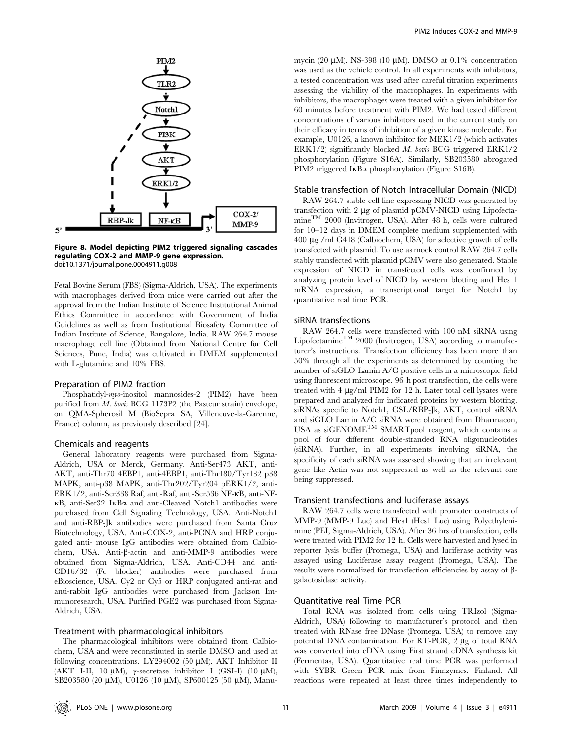**Figure 8. Model depicting PIM2 triggered signaling cascades regulating COX-2 and MMP-9 gene expression.**
doi:10.1371/journal.pone.0004911.g008

Fetal Bovine Serum (FBS) (Sigma-Aldrich, USA). The experiments with macrophages derived from mice were carried out after the approval from the Indian Institute of Science Institutional Animal Ethics Committee in accordance with Government of India Guidelines as well as from Institutional Biosafety Committee of Indian Institute of Science, Bangalore, India. RAW 264.7 mouse macrophage cell line (Obtained from National Centre for Cell Sciences, Pune, India) was cultivated in DMEM supplemented with L-glutamine and 10% FBS.

### Preparation of PIM2 fraction

Phosphatidyl-*myo*-inositol mannosides-2 (PIM2) have been purified from *M. bovis* BCG 1173P2 (the Pasteur strain) envelope, on QMA-Spherosil M (BioSepra SA, Villeneuve-la-Garenne, France) column, as previously described [24].

### Chemicals and reagents

General laboratory reagents were purchased from Sigma-Aldrich, USA or Merck, Germany. Anti-Ser473 AKT, anti-AKT, anti-Thr70 4EBP1, anti-4EBP1, anti-Thr180/Tyr182 p38 MAPK, anti-p38 MAPK, anti-Thr202/Tyr204 pERK1/2, anti-ERK1/2, anti-Ser338 Raf, anti-Raf, anti-Ser536 NF-κB, anti-NF-κB, anti-Ser32 IκBα and anti-Cleaved Notch1 antibodies were purchased from Cell Signaling Technology, USA. Anti-Notch1 and anti-RBP-Jk antibodies were purchased from Santa Cruz Biotechnology, USA. Anti-COX-2, anti-PCNA and HRP conjugated anti- mouse IgG antibodies were obtained from Calbiochem, USA. Anti-β-actin and anti-MMP-9 antibodies were obtained from Sigma-Aldrich, USA. Anti-CD44 and anti-CD16/32 (Fc blocker) antibodies were purchased from eBioscience, USA. Cy2 or Cy5 or HRP conjugated anti-rat and anti-rabbit IgG antibodies were purchased from Jackson Immunoresearch, USA. Purified PGE2 was purchased from Sigma-Aldrich, USA.

### Treatment with pharmacological inhibitors

The pharmacological inhibitors were obtained from Calbiochem, USA and were reconstituted in sterile DMSO and used at following concentrations. LY294002 (50 μM), AKT Inhibitor II (AKT I-II, 10 μM), γ-secretase inhibitor I (GSI-I) (10 μM), SB203580 (20 μM), U0126 (10 μM), SP600125 (50 μM), Manumycin (20 μM), NS-398 (10 μM). DMSO at 0.1% concentration was used as the vehicle control. In all experiments with inhibitors, a tested concentration was used after careful titration experiments assessing the viability of the macrophages. In experiments with inhibitors, the macrophages were treated with a given inhibitor for 60 minutes before treatment with PIM2. We had tested different concentrations of various inhibitors used in the current study on their efficacy in terms of inhibition of a given kinase molecule. For example, U0126, a known inhibitor for MEK1/2 (which activates ERK1/2) significantly blocked *M. bovis* BCG triggered ERK1/2 phosphorylation (Figure S16A). Similarly, SB203580 abrogated PIM2 triggered IκBα phosphorylation (Figure S16B).

### Stable transfection of Notch Intracellular Domain (NICD)

RAW 264.7 stable cell line expressing NICD was generated by transfection with 2 μg of plasmid pCMV-NICD using Lipofectamine™ 2000 (Invitrogen, USA). After 48 h, cells were cultured for 10–12 days in DMEM complete medium supplemented with 400 μg /ml G418 (Calbiochem, USA) for selective growth of cells transfected with plasmid. To use as mock control RAW 264.7 cells stably transfected with plasmid pCMV were also generated. Stable expression of NICD in transfected cells was confirmed by analyzing protein level of NICD by western blotting and Hes 1 mRNA expression, a transcriptional target for Notch1 by quantitative real time PCR.

### siRNA transfections

RAW 264.7 cells were transfected with 100 nM siRNA using Lipofectamine™ 2000 (Invitrogen, USA) according to manufacturer's instructions. Transfection efficiency has been more than 50% through all the experiments as determined by counting the number of siGLO Lamin A/C positive cells in a microscopic field using fluorescent microscope. 96 h post transfection, the cells were treated with 4 μg/ml PIM2 for 12 h. Later total cell lysates were prepared and analyzed for indicated proteins by western blotting. siRNAs specific to Notch1, CSL/RBP-Jk, AKT, control siRNA and siGLO Lamin A/C siRNA were obtained from Dharmacon, USA as siGENOME™ SMARTpool reagent, which contains a pool of four different double-stranded RNA oligonucleotides (siRNA). Further, in all experiments involving siRNA, the specificity of each siRNA was assessed showing that an irrelevant gene like Actin was not suppressed as well as the relevant one being suppressed.

### Transient transfections and luciferase assays

RAW 264.7 cells were transfected with promoter constructs of MMP-9 (MMP-9 Luc) and Hes1 (Hes1 Luc) using Polyethylenimine (PEI, Sigma-Aldrich, USA). After 36 hrs of transfection, cells were treated with PIM2 for 12 h. Cells were harvested and lysed in reporter lysis buffer (Promega, USA) and luciferase activity was assayed using Luciferase assay reagent (Promega, USA). The results were normalized for transfection efficiencies by assay of β-galactosidase activity.

### Quantitative real Time PCR

Total RNA was isolated from cells using TRIzol (Sigma-Aldrich, USA) following to manufacturer's protocol and then treated with RNase free DNase (Promega, USA) to remove any potential DNA contamination. For RT-PCR, 2 μg of total RNA was converted into cDNA using First strand cDNA synthesis kit (Fermentas, USA). Quantitative real time PCR was performed with SYBR Green PCR mix from Finnzymes, Finland. All reactions were repeated at least three times independently to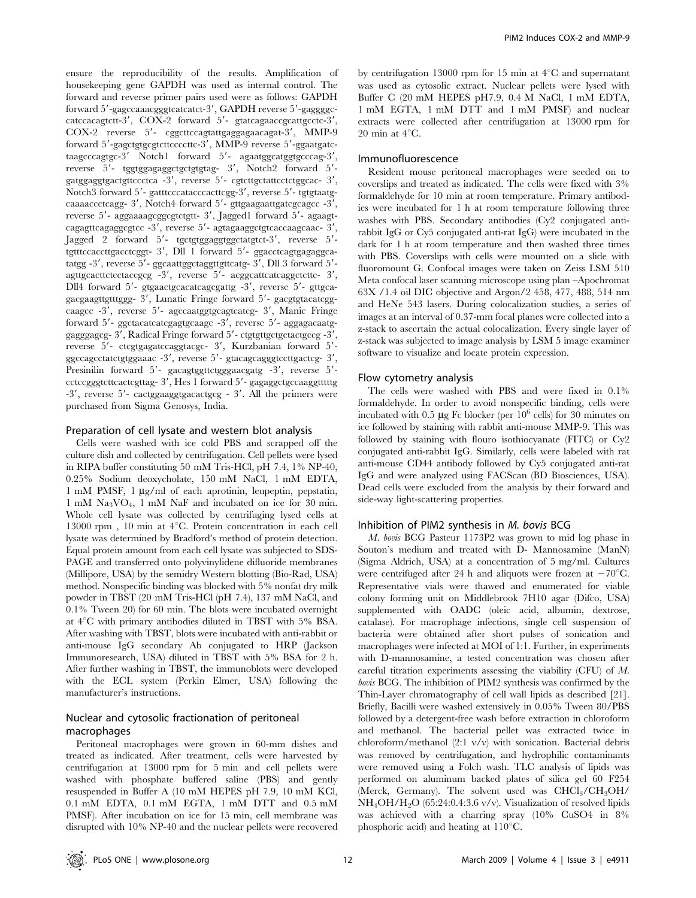ensure the reproducibility of the results. Amplification of housekeeping gene GAPDH was used as internal control. The forward and reverse primer pairs used were as follows: GAPDH forward 5′-gagccaaacgggtcatcatct-3′, GAPDH reverse 5′-gaggggccatccacagtctt-3′, COX-2 forward 5′- gtatcagaaccgcattgcctc-3′, COX-2 reverse 5′- cggcttccagtattgaggagaacagat-3′, MMP-9 forward 5′-gagctgtgcgtcttccccttc-3′, MMP-9 reverse 5′-ggaatgatctaagcccagtgc-3′ Notch1 forward 5′- agaatggcatggtgcccag-3′, reverse 5′- tggtggagaggctgctgtgtag- 3′, Notch2 forward 5′-gatggaggtgactgttccctca -3′, reverse 5′- cgtcttgctattcctctggcac- 3′, Notch3 forward 5′- gatttcccatacccacttcgg-3′, reverse 5′- tgtgtaatgcaaaaccctcagg- 3′, Notch4 forward 5′- gttgaagaattgatcgcagcc -3′, reverse 5′- aggaaaagcggcgtctgtt- 3′, Jagged1 forward 5′- agaagtcagagttcagaggcgtcc -3′, reverse 5′- agtagaaggctgtcaccaagcaac- 3′, Jagged 2 forward 5′- tgctgtggaggtggctatgtct-3′, reverse 5′-tgtttccaccttgacctcggt- 3′, Dll 1 forward 5′- ggacctcagtgagaggcatatgg -3′, reverse 5′- ggcaattggctaggttgttcatg- 3′, Dll 3 forward 5′-agttgcacttctcctaccgcg -3′, reverse 5′- acggcattcatcaggctcttc- 3′, Dll4 forward 5′- gtgaactgcacatcagcgattg -3′, reverse 5′- gttgcagacgaagttgtttggg- 3′, Lunatic Fringe forward 5′- gacgtgtacatcggcaagcc -3′, reverse 5′- agccaatggtgcagtcatcg- 3′, Manic Fringe forward 5′- ggctacatcatcgagtgcaagc -3′, reverse 5′- aggagacaatggagggagcg- 3′, Radical Fringe forward 5′- ctgtgttgctgctactgccg -3′, reverse 5′- ctcgtgagatccaggtacgc- 3′, Kurzbanian forward 5′-ggccagcctatctgtggaaac -3′, reverse 5′- gtacagcagggtccttgactcg- 3′, Presinilin forward 5′- gacagtggttctgggaacgatg -3′, reverse 5′-cctccgggtcttcactcgttag- 3′, Hes 1 forward 5′- gagaggctgccaaggtttttg -3′, reverse 5′- cactggaaggtgacactgcg - 3′. All the primers were purchased from Sigma Genosys, India.

### Preparation of cell lysate and western blot analysis

Cells were washed with ice cold PBS and scrapped off the culture dish and collected by centrifugation. Cell pellets were lysed in RIPA buffer constituting 50 mM Tris-HCl, pH 7.4, 1% NP-40, 0.25% Sodium deoxycholate, 150 mM NaCl, 1 mM EDTA, 1 mM PMSF, 1 µg/ml of each aprotinin, leupeptin, pepstatin, 1 mM $Na_3VO_4$, 1 mM NaF and incubated on ice for 30 min. Whole cell lysate was collected by centrifuging lysed cells at 13000 rpm , 10 min at 4°C. Protein concentration in each cell lysate was determined by Bradford's method of protein detection. Equal protein amount from each cell lysate was subjected to SDS-PAGE and transferred onto polyvinylidene difluoride membranes (Millipore, USA) by the semidry Western blotting (Bio-Rad, USA) method. Nonspecific binding was blocked with 5% nonfat dry milk powder in TBST (20 mM Tris-HCl (pH 7.4), 137 mM NaCl, and 0.1% Tween 20) for 60 min. The blots were incubated overnight at 4°C with primary antibodies diluted in TBST with 5% BSA. After washing with TBST, blots were incubated with anti-rabbit or anti-mouse IgG secondary Ab conjugated to HRP (Jackson Immunoresearch, USA) diluted in TBST with 5% BSA for 2 h. After further washing in TBST, the immunoblots were developed with the ECL system (Perkin Elmer, USA) following the manufacturer's instructions.

### Nuclear and cytosolic fractionation of peritoneal macrophages

Peritoneal macrophages were grown in 60-mm dishes and treated as indicated. After treatment, cells were harvested by centrifugation at 13000 rpm for 5 min and cell pellets were washed with phosphate buffered saline (PBS) and gently resuspended in Buffer A (10 mM HEPES pH 7.9, 10 mM KCl, 0.1 mM EDTA, 0.1 mM EGTA, 1 mM DTT and 0.5 mM PMSF). After incubation on ice for 15 min, cell membrane was disrupted with 10% NP-40 and the nuclear pellets were recovered by centrifugation 13000 rpm for 15 min at 4°C and supernatant was used as cytosolic extract. Nuclear pellets were lysed with Buffer C (20 mM HEPES pH7.9, 0.4 M NaCl, 1 mM EDTA, 1 mM EGTA, 1 mM DTT and 1 mM PMSF) and nuclear extracts were collected after centrifugation at 13000 rpm for 20 min at 4°C.

### Immunofluorescence

Resident mouse peritoneal macrophages were seeded on to coverslips and treated as indicated. The cells were fixed with 3% formaldehyde for 10 min at room temperature. Primary antibodies were incubated for 1 h at room temperature following three washes with PBS. Secondary antibodies (Cy2 conjugated anti-rabbit IgG or Cy5 conjugated anti-rat IgG) were incubated in the dark for 1 h at room temperature and then washed three times with PBS. Coverslips with cells were mounted on a slide with fluoromount G. Confocal images were taken on Zeiss LSM 510 Meta confocal laser scanning microscope using plan –Apochromat 63X /1.4 oil DIC objective and Argon/2 458, 477, 488, 514 nm and HeNe 543 lasers. During colocalization studies, a series of images at an interval of 0.37-mm focal planes were collected into a z-stack to ascertain the actual colocalization. Every single layer of z-stack was subjected to image analysis by LSM 5 image examiner software to visualize and locate protein expression.

### Flow cytometry analysis

The cells were washed with PBS and were fixed in 0.1% formaldehyde. In order to avoid nonspecific binding, cells were incubated with 0.5 µg Fc blocker (per $10^6$ cells) for 30 minutes on ice followed by staining with rabbit anti-mouse MMP-9. This was followed by staining with flouro isothiocyanate (FITC) or Cy2 conjugated anti-rabbit IgG. Similarly, cells were labeled with rat anti-mouse CD44 antibody followed by Cy5 conjugated anti-rat IgG and were analyzed using FACScan (BD Biosciences, USA). Dead cells were excluded from the analysis by their forward and side-way light-scattering properties.

### Inhibition of PIM2 synthesis in *M. bovis* BCG

*M. bovis* BCG Pasteur 1173P2 was grown to mid log phase in Souton's medium and treated with D- Mannosamine (ManN) (Sigma Aldrich, USA) at a concentration of 5 mg/ml. Cultures were centrifuged after 24 h and aliquots were frozen at −70°C. Representative vials were thawed and enumerated for viable colony forming unit on Middlebrook 7H10 agar (Difco, USA) supplemented with OADC (oleic acid, albumin, dextrose, catalase). For macrophage infections, single cell suspension of bacteria were obtained after short pulses of sonication and macrophages were infected at MOI of 1:1. Further, in experiments with D-mannosamine, a tested concentration was chosen after careful titration experiments assessing the viability (CFU) of *M. bovis* BCG. The inhibition of PIM2 synthesis was confirmed by the Thin-Layer chromatography of cell wall lipids as described [21]. Briefly, Bacilli were washed extensively in 0.05% Tween 80/PBS followed by a detergent-free wash before extraction in chloroform and methanol. The bacterial pellet was extracted twice in chloroform/methanol (2:1 v/v) with sonication. Bacterial debris was removed by centrifugation, and hydrophilic contaminants were removed using a Folch wash. TLC analysis of lipids was performed on aluminum backed plates of silica gel 60 F254 (Merck, Germany). The solvent used was $CHCl_3/CH_3OH/NH_4OH/H_2O$ (65:24:0.4:3.6 v/v). Visualization of resolved lipids was achieved with a charring spray (10% $CuSO_4$ in 8% phosphoric acid) and heating at 110°C.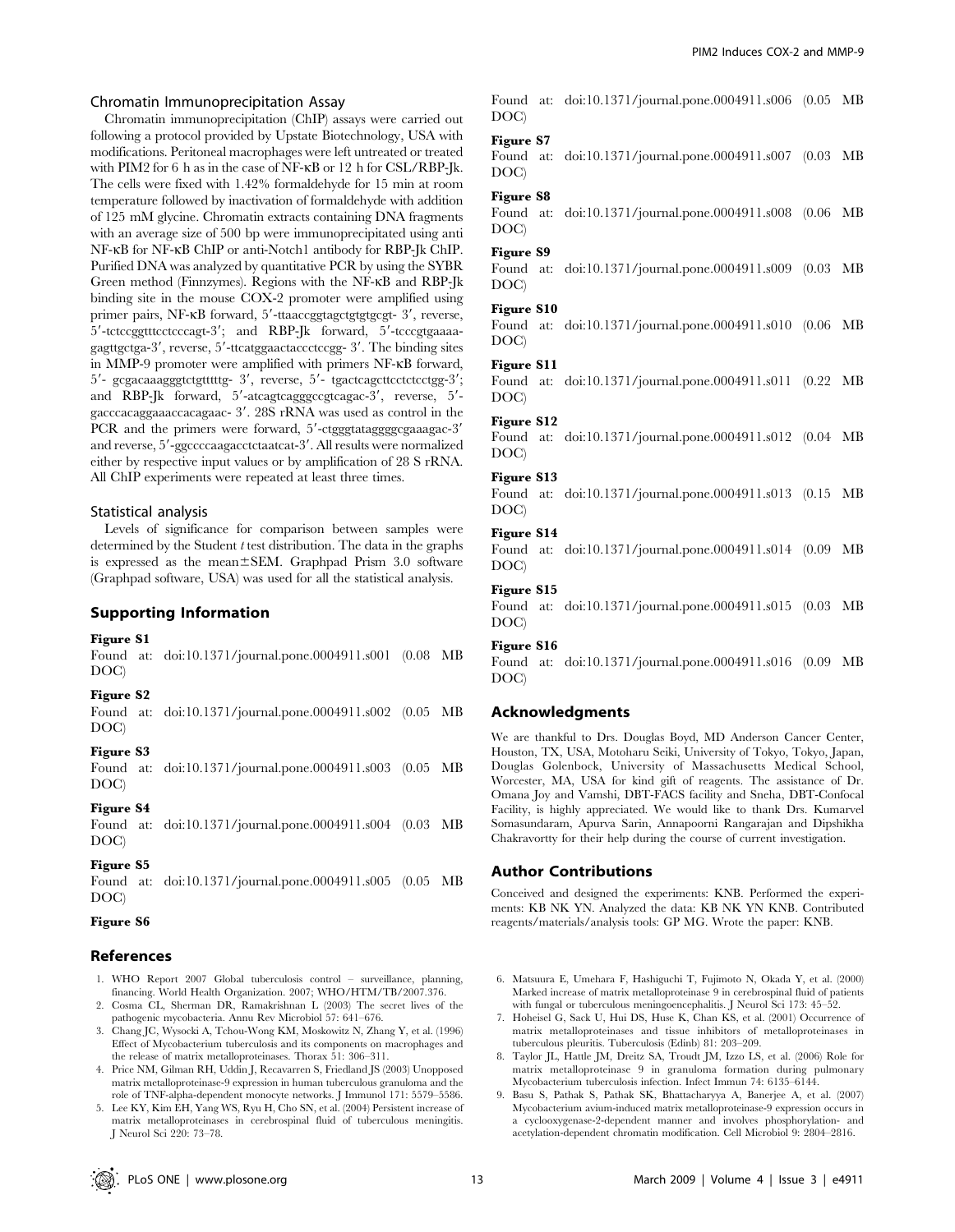### Chromatin Immunoprecipitation Assay

Chromatin immunoprecipitation (ChIP) assays were carried out following a protocol provided by Upstate Biotechnology, USA with modifications. Peritoneal macrophages were left untreated or treated with PIM2 for 6 h as in the case of NF-κB or 12 h for CSL/RBP-Jk. The cells were fixed with 1.42% formaldehyde for 15 min at room temperature followed by inactivation of formaldehyde with addition of 125 mM glycine. Chromatin extracts containing DNA fragments with an average size of 500 bp were immunoprecipitated using anti NF-κB for NF-κB ChIP or anti-Notch1 antibody for RBP-Jk ChIP. Purified DNA was analyzed by quantitative PCR by using the SYBR Green method (Finnzymes). Regions with the NF-κB and RBP-Jk binding site in the mouse COX-2 promoter were amplified using primer pairs, NF-κB forward, 5′-ttaaccggtagctgtgtgcgt- 3′, reverse, 5′-tctccggtttcctcccagt-3′; and RBP-Jk forward, 5′-tcccgtgaaaagagttgctga-3′, reverse, 5′-ttcatggaactaccctccgg- 3′. The binding sites in MMP-9 promoter were amplified with primers NF-κB forward, 5′- gcgacaaagggtctgtttttg- 3′, reverse, 5′- tgactcagcttcctctcctgg-3′; and RBP-Jk forward, 5′-atcagtcagggccgtcagac-3′, reverse, 5′-gacccacaggaaaccacagaac- 3′. 28S rRNA was used as control in the PCR and the primers were forward, 5′-ctgggtataggggcgaaagac-3′ and reverse, 5′-ggccccaagacctctaatcat-3′. All results were normalized either by respective input values or by amplification of 28 S rRNA. All ChIP experiments were repeated at least three times.

### Statistical analysis

Levels of significance for comparison between samples were determined by the Student *t* test distribution. The data in the graphs is expressed as the mean±SEM. Graphpad Prism 3.0 software (Graphpad software, USA) was used for all the statistical analysis.

## Supporting Information

**Figure S1**
Found at: doi:10.1371/journal.pone.0004911.s001 (0.08 MB DOC)

**Figure S2**
Found at: doi:10.1371/journal.pone.0004911.s002 (0.05 MB DOC)

**Figure S3**
Found at: doi:10.1371/journal.pone.0004911.s003 (0.05 MB DOC)

**Figure S4**
Found at: doi:10.1371/journal.pone.0004911.s004 (0.03 MB DOC)

**Figure S5**
Found at: doi:10.1371/journal.pone.0004911.s005 (0.05 MB DOC)

**Figure S6**
Found at: doi:10.1371/journal.pone.0004911.s006 (0.05 MB DOC)

**Figure S7**
Found at: doi:10.1371/journal.pone.0004911.s007 (0.03 MB DOC)

**Figure S8**
Found at: doi:10.1371/journal.pone.0004911.s008 (0.06 MB DOC)

**Figure S9**
Found at: doi:10.1371/journal.pone.0004911.s009 (0.03 MB DOC)

**Figure S10**
Found at: doi:10.1371/journal.pone.0004911.s010 (0.06 MB DOC)

**Figure S11**
Found at: doi:10.1371/journal.pone.0004911.s011 (0.22 MB DOC)

**Figure S12**
Found at: doi:10.1371/journal.pone.0004911.s012 (0.04 MB DOC)

**Figure S13**
Found at: doi:10.1371/journal.pone.0004911.s013 (0.15 MB DOC)

**Figure S14**
Found at: doi:10.1371/journal.pone.0004911.s014 (0.09 MB DOC)

**Figure S15**
Found at: doi:10.1371/journal.pone.0004911.s015 (0.03 MB DOC)

**Figure S16**
Found at: doi:10.1371/journal.pone.0004911.s016 (0.09 MB DOC)

## Acknowledgments

We are thankful to Drs. Douglas Boyd, MD Anderson Cancer Center, Houston, TX, USA, Motoharu Seiki, University of Tokyo, Tokyo, Japan, Douglas Golenbock, University of Massachusetts Medical School, Worcester, MA, USA for kind gift of reagents. The assistance of Dr. Omana Joy and Vamshi, DBT-FACS facility and Sneha, DBT-Confocal Facility, is highly appreciated. We would like to thank Drs. Kumarvel Somasundaram, Apurva Sarin, Annapoorni Rangarajan and Dipshikha Chakravortty for their help during the course of current investigation.

## Author Contributions

Conceived and designed the experiments: KNB. Performed the experiments: KB NK YN. Analyzed the data: KB NK YN KNB. Contributed reagents/materials/analysis tools: GP MG. Wrote the paper: KNB.

## References

1. WHO Report 2007 Global tuberculosis control – surveillance, planning, financing. World Health Organization. 2007; WHO/HTM/TB/2007.376.
2. Cosma CL, Sherman DR, Ramakrishnan L (2003) The secret lives of the pathogenic mycobacteria. Annu Rev Microbiol 57: 641–676.
3. Chang JC, Wysocki A, Tchou-Wong KM, Moskowitz N, Zhang Y, et al. (1996) Effect of Mycobacterium tuberculosis and its components on macrophages and the release of matrix metalloproteinases. Thorax 51: 306–311.
4. Price NM, Gilman RH, Uddin J, Recavarren S, Friedland JS (2003) Unopposed matrix metalloproteinase-9 expression in human tuberculous granuloma and the role of TNF-alpha-dependent monocyte networks. J Immunol 171: 5579–5586.
5. Lee KY, Kim EH, Yang WS, Ryu H, Cho SN, et al. (2004) Persistent increase of matrix metalloproteinases in cerebrospinal fluid of tuberculous meningitis. J Neurol Sci 220: 73–78.
6. Matsuura E, Umehara F, Hashiguchi T, Fujimoto N, Okada Y, et al. (2000) Marked increase of matrix metalloproteinase 9 in cerebrospinal fluid of patients with fungal or tuberculous meningoencephalitis. J Neurol Sci 173: 45–52.
7. Hoheisel G, Sack U, Hui DS, Huse K, Chan KS, et al. (2001) Occurrence of matrix metalloproteinases and tissue inhibitors of metalloproteinases in tuberculous pleuritis. Tuberculosis (Edinb) 81: 203–209.
8. Taylor JL, Hattle JM, Dreitz SA, Troudt JM, Izzo LS, et al. (2006) Role for matrix metalloproteinase 9 in granuloma formation during pulmonary Mycobacterium tuberculosis infection. Infect Immun 74: 6135–6144.
9. Basu S, Pathak S, Pathak SK, Bhattacharyya A, Banerjee A, et al. (2007) Mycobacterium avium-induced matrix metalloproteinase-9 expression occurs in a cyclooxygenase-2-dependent manner and involves phosphorylation- and acetylation-dependent chromatin modification. Cell Microbiol 9: 2804–2816.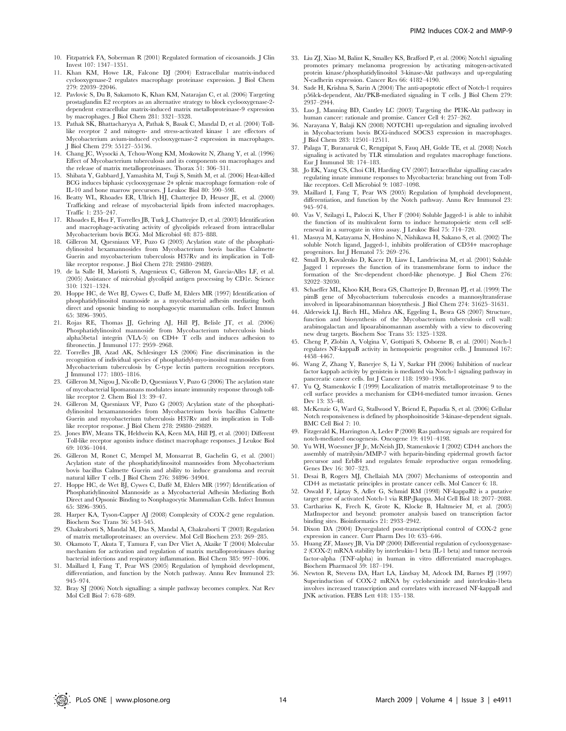10. Fitzpatrick FA, Soberman R (2001) Regulated formation of eicosanoids. J Clin Invest 107: 1347–1351.
11. Khan KM, Howe LR, Falcone DJ (2004) Extracellular matrix-induced cyclooxygenase-2 regulates macrophage proteinase expression. J Biol Chem 279: 22039–22046.
12. Pavlovic S, Du B, Sakamoto K, Khan KM, Natarajan C, et al. (2006) Targeting prostaglandin E2 receptors as an alternative strategy to block cyclooxygenase-2-dependent extracellular matrix-induced matrix metalloproteinase-9 expression by macrophages. J Biol Chem 281: 3321–3328.
13. Pathak SK, Bhattacharyya A, Pathak S, Basak C, Mandal D, et al. (2004) Toll-like receptor 2 and mitogen- and stress-activated kinase 1 are effectors of Mycobacterium avium-induced cyclooxygenase-2 expression in macrophages. J Biol Chem 279: 55127–55136.
14. Chang JC, Wysocki A, Tchou-Wong KM, Moskowitz N, Zhang Y, et al. (1996) Effect of Mycobacterium tuberculosis and its components on macrophages and the release of matrix metalloproteinases. Thorax 51: 306–311.
15. Shibata Y, Gabbard J, Yamashita M, Tsuji S, Smith M, et al. (2006) Heat-killed BCG induces biphasic cyclooxygenase 2+ splenic macrophage formation–role of IL-10 and bone marrow precursors. J Leukoc Biol 80: 590–598.
16. Beatty WL, Rhoades ER, Ullrich HJ, Chatterjee D, Heuser JE, et al. (2000) Trafficking and release of mycobacterial lipids from infected macrophages. Traffic 1: 235–247.
17. Rhoades E, Hsu F, Torrelles JB, Turk J, Chatterjee D, et al. (2003) Identification and macrophage-activating activity of glycolipids released from intracellular Mycobacterium bovis BCG. Mol Microbiol 48: 875–888.
18. Gilleron M, Quesniaux VF, Puzo G (2003) Acylation state of the phosphatidylinositol hexamannosides from Mycobacterium bovis bacillus Calmette Guerin and mycobacterium tuberculosis H37Rv and its implication in Toll-like receptor response. J Biol Chem 278: 29880–29889.
19. de la Salle H, Mariotti S, Angenieux C, Gilleron M, Garcia-Alles LF, et al. (2005) Assistance of microbial glycolipid antigen processing by CD1e. Science 310: 1321–1324.
20. Hoppe HC, de Wet BJ, Cywes C, Daffe M, Ehlers MR (1997) Identification of phosphatidylinositol mannoside as a mycobacterial adhesin mediating both direct and opsonic binding to nonphagocytic mammalian cells. Infect Immun 65: 3896–3905.
21. Rojas RE, Thomas JJ, Gehring AJ, Hill PJ, Belisle JT, et al. (2006) Phosphatidylinositol mannoside from Mycobacterium tuberculosis binds alpha5beta1 integrin (VLA-5) on CD4+ T cells and induces adhesion to fibronectin. J Immunol 177: 2959–2968.
22. Torrelles JB, Azad AK, Schlesinger LS (2006) Fine discrimination in the recognition of individual species of phosphatidyl-myo-inositol mannosides from Mycobacterium tuberculosis by C-type lectin pattern recognition receptors. J Immunol 177: 1805–1816.
23. Gilleron M, Nigou J, Nicolle D, Quesniaux V, Puzo G (2006) The acylation state of mycobacterial lipomannans modulates innate immunity response through toll-like receptor 2. Chem Biol 13: 39–47.
24. Gilleron M, Quesniaux VF, Puzo G (2003) Acylation state of the phosphatidylinositol hexamannosides from Mycobacterium bovis bacillus Calmette Guerin and mycobacterium tuberculosis H37Rv and its implication in Toll-like receptor response. J Biol Chem 278: 29880–29889.
25. Jones BW, Means TK, Heldwein KA, Keen MA, Hill PJ, et al. (2001) Different Toll-like receptor agonists induce distinct macrophage responses. J Leukoc Biol 69: 1036–1044.
26. Gilleron M, Ronet C, Mempel M, Monsarrat B, Gachelin G, et al. (2001) Acylation state of the phosphatidylinositol mannosides from Mycobacterium bovis bacillus Calmette Guerin and ability to induce granuloma and recruit natural killer T cells. J Biol Chem 276: 34896–34904.
27. Hoppe HC, de Wet BJ, Cywes C, Daffé M, Ehlers MR (1997) Identification of Phosphatidylinositol Mannoside as a Mycobacterial Adhesin Mediating Both Direct and Opsonic Binding to Nonphagocytic Mammalian Cells. Infect Immun 65: 3896–3905.
28. Harper KA, Tyson-Capper AJ (2008) Complexity of COX-2 gene regulation. Biochem Soc Trans 36: 543–545.
29. Chakraborti S, Mandal M, Das S, Mandal A, Chakraborti T (2003) Regulation of matrix metalloproteinases: an overview. Mol Cell Biochem 253: 269–285.
30. Okamoto T, Akuta T, Tamura F, van Der Vliet A, Akaike T (2004) Molecular mechanism for activation and regulation of matrix metalloproteinases during bacterial infections and respiratory inflammation. Biol Chem 385: 997–1006.
31. Maillard I, Fang T, Pear WS (2005) Regulation of lymphoid development, differentiation, and function by the Notch pathway. Annu Rev Immunol 23: 945–974.
32. Bray SJ (2006) Notch signalling: a simple pathway becomes complex. Nat Rev Mol Cell Biol 7: 678–689.
33. Liu ZJ, Xiao M, Balint K, Smalley KS, Brafford P, et al. (2006) Notch1 signaling promotes primary melanoma progression by activating mitogen-activated protein kinase/phosphatidylinositol 3-kinase-Akt pathways and up-regulating N-cadherin expression. Cancer Res 66: 4182–4190.
34. Sade H, Krishna S, Sarin A (2004) The anti-apoptotic effect of Notch-1 requires p56lck-dependent, Akt/PKB-mediated signaling in T cells. J Biol Chem 279: 2937–2944.
35. Luo J, Manning BD, Cantley LC (2003) Targeting the PI3K-Akt pathway in human cancer: rationale and promise. Cancer Cell 4: 257–262.
36. Narayana Y, Balaji KN (2008) NOTCH1 up-regulation and signaling involved in Mycobacterium bovis BCG-induced SOCS3 expression in macrophages. J Biol Chem 283: 12501–12511.
37. Palaga T, Buranaruk C, Rengpipat S, Fauq AH, Golde TE, et al. (2008) Notch signaling is activated by TLR stimulation and regulates macrophage functions. Eur J Immunol 38: 174–183.
38. Jo EK, Yang CS, Choi CH, Harding CV (2007) Intracellular signalling cascades regulating innate immune responses to Mycobacteria: branching out from Toll-like receptors. Cell Microbiol 9: 1087–1098.
39. Maillard I, Fang T, Pear WS (2005) Regulation of lymphoid development, differentiation, and function by the Notch pathway. Annu Rev Immunol 23: 945–974.
40. Vas V, Szilagyi L, Paloczi K, Uher F (2004) Soluble Jagged-1 is able to inhibit the function of its multivalent form to induce hematopoietic stem cell self-renewal in a surrogate in vitro assay. J Leukoc Biol 75: 714–720.
41. Masuya M, Katayama N, Hoshino N, Nishikawa H, Sakano S, et al. (2002) The soluble Notch ligand, Jagged-1, inhibits proliferation of CD34+ macrophage progenitors. Int J Hematol 75: 269–276.
42. Small D, Kovalenko D, Kacer D, Liaw L, Landriscina M, et al. (2001) Soluble Jagged 1 represses the function of its transmembrane form to induce the formation of the Src-dependent chord-like phenotype. J Biol Chem 276: 32022–32030.
43. Schaeffer ML, Khoo KH, Besra GS, Chatterjee D, Brennan PJ, et al. (1999) The pimB gene of Mycobacterium tuberculosis encodes a mannosyltransferase involved in lipoarabinomannan biosynthesis. J Biol Chem 274: 31625–31631.
44. Alderwick LJ, Birch HL, Mishra AK, Eggeling L, Besra GS (2007) Structure, function and biosynthesis of the Mycobacterium tuberculosis cell wall: arabinogalactan and lipoarabinomannan assembly with a view to discovering new drug targets. Biochem Soc Trans 35: 1325–1328.
45. Cheng P, Zlobin A, Volgina V, Gottipati S, Osborne B, et al. (2001) Notch-1 regulates NF-kappaB activity in hemopoietic progenitor cells. J Immunol 167: 4458–4467.
46. Wang Z, Zhang Y, Banerjee S, Li Y, Sarkar FH (2006) Inhibition of nuclear factor kappab activity by genistein is mediated via Notch-1 signaling pathway in pancreatic cancer cells. Int J Cancer 118: 1930–1936.
47. Yu Q, Stamenkovic I (1999) Localization of matrix metalloproteinase 9 to the cell surface provides a mechanism for CD44-mediated tumor invasion. Genes Dev 13: 35–48.
48. McKenzie G, Ward G, Stallwood Y, Briend E, Papadia S, et al. (2006) Cellular Notch responsiveness is defined by phosphoinositide 3-kinase-dependent signals. BMC Cell Biol 7: 10.
49. Fitzgerald K, Harrington A, Leder P (2000) Ras pathway signals are required for notch-mediated oncogenesis. Oncogene 19: 4191–4198.
50. Yu WH, Woessner JF Jr, McNeish JD, Stamenkovic I (2002) CD44 anchors the assembly of matrilysin/MMP-7 with heparin-binding epidermal growth factor precursor and ErbB4 and regulates female reproductive organ remodeling. Genes Dev 16: 307–323.
51. Desai B, Rogers MJ, Chellaiah MA (2007) Mechanisms of osteopontin and CD44 as metastatic principles in prostate cancer cells. Mol Cancer 6: 18.
52. Oswald F, Liptay S, Adler G, Schmid RM (1998) NF-kappaB2 is a putative target gene of activated Notch-1 via RBP-Jkappa. Mol Cell Biol 18: 2077–2088.
53. Cartharius K, Frech K, Grote K, Klocke B, Haltmeier M, et al. (2005) MatInspector and beyond: promoter analysis based on transcription factor binding sites. Bioinformatics 21: 2933–2942.
54. Dixon DA (2004) Dysregulated post-transcriptional control of COX-2 gene expression in cancer. Curr Pharm Des 10: 635–646.
55. Huang ZF, Massey JB, Via DP (2000) Differential regulation of cyclooxygenase-2 (COX-2) mRNA stability by interleukin-1 beta (IL-1 beta) and tumor necrosis factor-alpha (TNF-alpha) in human in vitro differentiated macrophages. Biochem Pharmacol 59: 187–194.
56. Newton R, Stevens DA, Hart LA, Lindsay M, Adcock IM, Barnes PJ (1997) Superinduction of COX-2 mRNA by cycloheximide and interleukin-1beta involves increased transcription and correlates with increased NF-kappaB and JNK activation. FEBS Lett 418: 135–138.